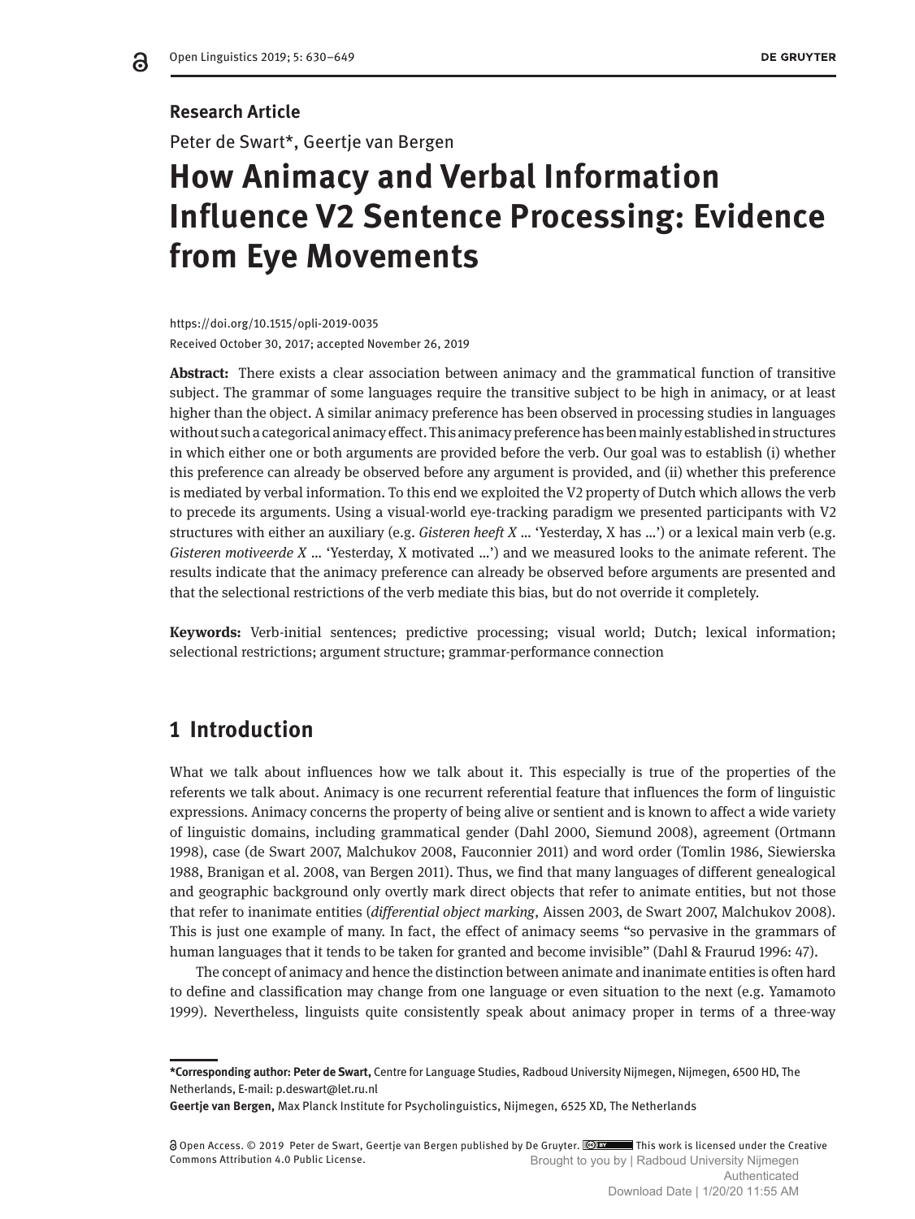Research Article

Peter de Swart*, Geertje van Bergen

# How Animacy and Verbal Information Influence V2 Sentence Processing: Evidence from Eye Movements

https://doi.org/10.1515/opli-2019-0035

Received October 30, 2017; accepted November 26, 2019

**Abstract:** There exists a clear association between animacy and the grammatical function of transitive subject. The grammar of some languages require the transitive subject to be high in animacy, or at least higher than the object. A similar animacy preference has been observed in processing studies in languages without such a categorical animacy effect. This animacy preference has been mainly established in structures in which either one or both arguments are provided before the verb. Our goal was to establish (i) whether this preference can already be observed before any argument is provided, and (ii) whether this preference is mediated by verbal information. To this end we exploited the V2 property of Dutch which allows the verb to precede its arguments. Using a visual-world eye-tracking paradigm we presented participants with V2 structures with either an auxiliary (e.g. *Gisteren heeft X* ... 'Yesterday, X has ...') or a lexical main verb (e.g. *Gisteren motiveerde X* ... 'Yesterday, X motivated ...') and we measured looks to the animate referent. The results indicate that the animacy preference can already be observed before arguments are presented and that the selectional restrictions of the verb mediate this bias, but do not override it completely.

**Keywords:** Verb-initial sentences; predictive processing; visual world; Dutch; lexical information; selectional restrictions; argument structure; grammar-performance connection

## 1 Introduction

What we talk about influences how we talk about it. This especially is true of the properties of the referents we talk about. Animacy is one recurrent referential feature that influences the form of linguistic expressions. Animacy concerns the property of being alive or sentient and is known to affect a wide variety of linguistic domains, including grammatical gender (Dahl 2000, Siemund 2008), agreement (Ortmann 1998), case (de Swart 2007, Malchukov 2008, Fauconnier 2011) and word order (Tomlin 1986, Siewierska 1988, Branigan et al. 2008, van Bergen 2011). Thus, we find that many languages of different genealogical and geographic background only overtly mark direct objects that refer to animate entities, but not those that refer to inanimate entities (*differential object marking*, Aissen 2003, de Swart 2007, Malchukov 2008). This is just one example of many. In fact, the effect of animacy seems "so pervasive in the grammars of human languages that it tends to be taken for granted and become invisible" (Dahl & Fraurud 1996: 47).

The concept of animacy and hence the distinction between animate and inanimate entities is often hard to define and classification may change from one language or even situation to the next (e.g. Yamamoto 1999). Nevertheless, linguists quite consistently speak about animacy proper in terms of a three-way

---

**\*Corresponding author: Peter de Swart,** Centre for Language Studies, Radboud University Nijmegen, Nijmegen, 6500 HD, The Netherlands, E-mail: p.deswart@let.ru.nl

**Geertje van Bergen,** Max Planck Institute for Psycholinguistics, Nijmegen, 6525 XD, The Netherlands

Open Access. © 2019 Peter de Swart, Geertje van Bergen published by De Gruyter. This work is licensed under the Creative Commons Attribution 4.0 Public License.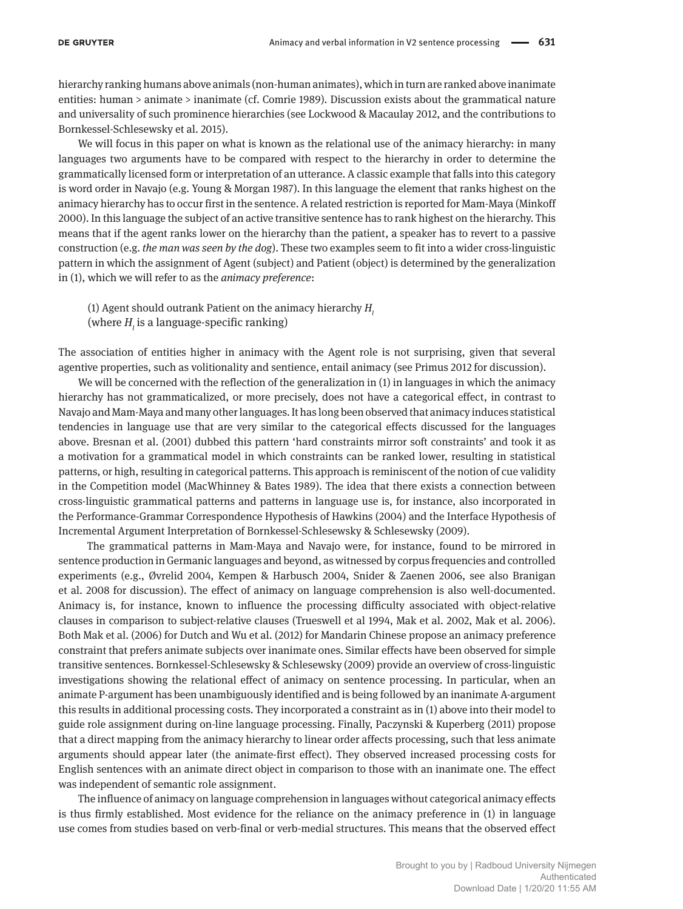hierarchy ranking humans above animals (non-human animates), which in turn are ranked above inanimate entities: human > animate > inanimate (cf. Comrie 1989). Discussion exists about the grammatical nature and universality of such prominence hierarchies (see Lockwood & Macaulay 2012, and the contributions to Bornkessel-Schlesewsky et al. 2015).

We will focus in this paper on what is known as the relational use of the animacy hierarchy: in many languages two arguments have to be compared with respect to the hierarchy in order to determine the grammatically licensed form or interpretation of an utterance. A classic example that falls into this category is word order in Navajo (e.g. Young & Morgan 1987). In this language the element that ranks highest on the animacy hierarchy has to occur first in the sentence. A related restriction is reported for Mam-Maya (Minkoff 2000). In this language the subject of an active transitive sentence has to rank highest on the hierarchy. This means that if the agent ranks lower on the hierarchy than the patient, a speaker has to revert to a passive construction (e.g. *the man was seen by the dog*). These two examples seem to fit into a wider cross-linguistic pattern in which the assignment of Agent (subject) and Patient (object) is determined by the generalization in (1), which we will refer to as the *animacy preference*:

(1) Agent should outrank Patient on the animacy hierarchy $H_l$
(where $H_l$ is a language-specific ranking)

The association of entities higher in animacy with the Agent role is not surprising, given that several agentive properties, such as volitionality and sentience, entail animacy (see Primus 2012 for discussion).

We will be concerned with the reflection of the generalization in (1) in languages in which the animacy hierarchy has not grammaticalized, or more precisely, does not have a categorical effect, in contrast to Navajo and Mam-Maya and many other languages. It has long been observed that animacy induces statistical tendencies in language use that are very similar to the categorical effects discussed for the languages above. Bresnan et al. (2001) dubbed this pattern 'hard constraints mirror soft constraints' and took it as a motivation for a grammatical model in which constraints can be ranked lower, resulting in statistical patterns, or high, resulting in categorical patterns. This approach is reminiscent of the notion of cue validity in the Competition model (MacWhinney & Bates 1989). The idea that there exists a connection between cross-linguistic grammatical patterns and patterns in language use is, for instance, also incorporated in the Performance-Grammar Correspondence Hypothesis of Hawkins (2004) and the Interface Hypothesis of Incremental Argument Interpretation of Bornkessel-Schlesewsky & Schlesewsky (2009).

The grammatical patterns in Mam-Maya and Navajo were, for instance, found to be mirrored in sentence production in Germanic languages and beyond, as witnessed by corpus frequencies and controlled experiments (e.g., Øvrelid 2004, Kempen & Harbusch 2004, Snider & Zaenen 2006, see also Branigan et al. 2008 for discussion). The effect of animacy on language comprehension is also well-documented. Animacy is, for instance, known to influence the processing difficulty associated with object-relative clauses in comparison to subject-relative clauses (Trueswell et al 1994, Mak et al. 2002, Mak et al. 2006). Both Mak et al. (2006) for Dutch and Wu et al. (2012) for Mandarin Chinese propose an animacy preference constraint that prefers animate subjects over inanimate ones. Similar effects have been observed for simple transitive sentences. Bornkessel-Schlesewsky & Schlesewsky (2009) provide an overview of cross-linguistic investigations showing the relational effect of animacy on sentence processing. In particular, when an animate P-argument has been unambiguously identified and is being followed by an inanimate A-argument this results in additional processing costs. They incorporated a constraint as in (1) above into their model to guide role assignment during on-line language processing. Finally, Paczynski & Kuperberg (2011) propose that a direct mapping from the animacy hierarchy to linear order affects processing, such that less animate arguments should appear later (the animate-first effect). They observed increased processing costs for English sentences with an animate direct object in comparison to those with an inanimate one. The effect was independent of semantic role assignment.

The influence of animacy on language comprehension in languages without categorical animacy effects is thus firmly established. Most evidence for the reliance on the animacy preference in (1) in language use comes from studies based on verb-final or verb-medial structures. This means that the observed effect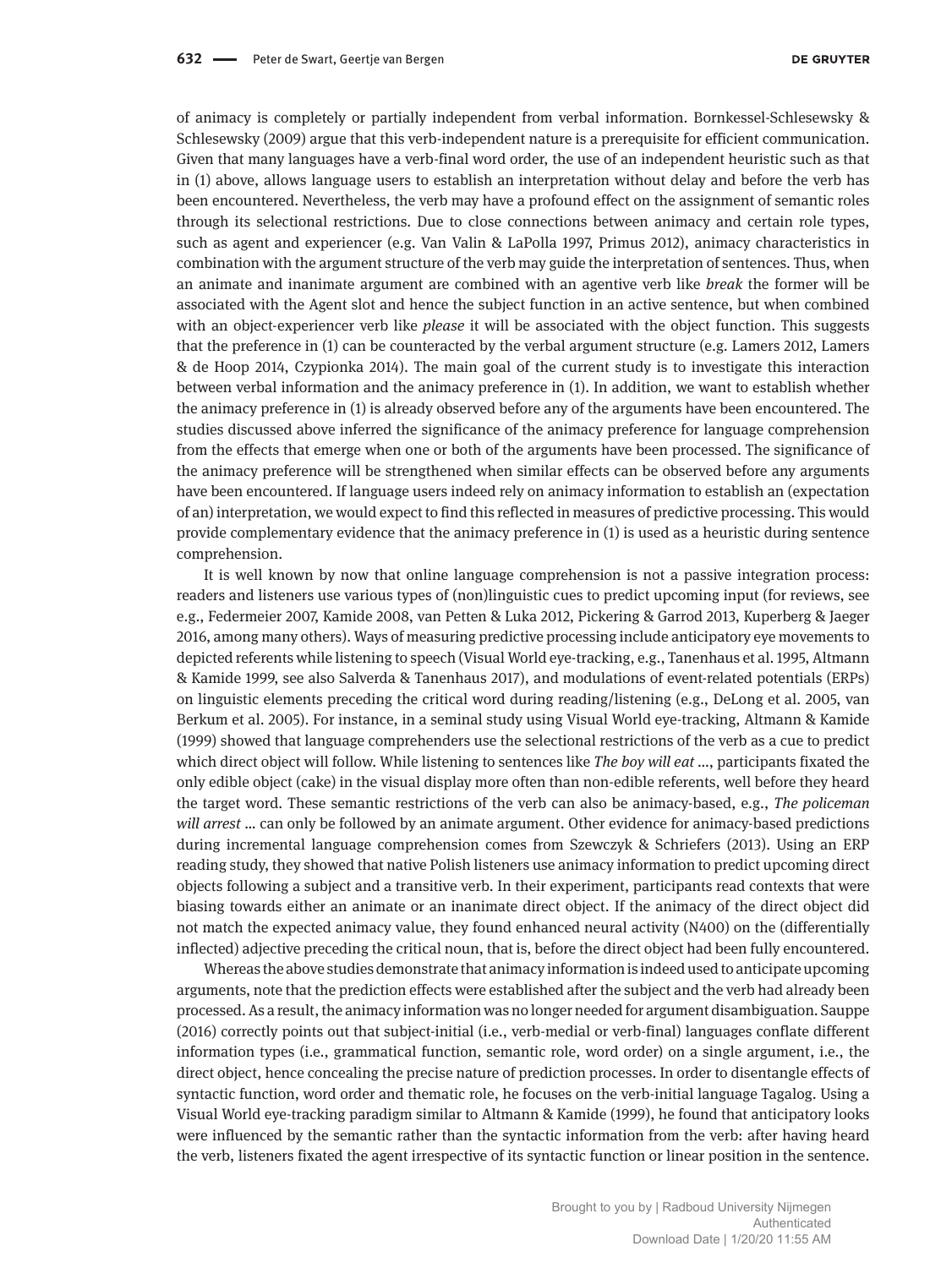of animacy is completely or partially independent from verbal information. Bornkessel-Schlesewsky & Schlesewsky (2009) argue that this verb-independent nature is a prerequisite for efficient communication. Given that many languages have a verb-final word order, the use of an independent heuristic such as that in (1) above, allows language users to establish an interpretation without delay and before the verb has been encountered. Nevertheless, the verb may have a profound effect on the assignment of semantic roles through its selectional restrictions. Due to close connections between animacy and certain role types, such as agent and experiencer (e.g. Van Valin & LaPolla 1997, Primus 2012), animacy characteristics in combination with the argument structure of the verb may guide the interpretation of sentences. Thus, when an animate and inanimate argument are combined with an agentive verb like *break* the former will be associated with the Agent slot and hence the subject function in an active sentence, but when combined with an object-experiencer verb like *please* it will be associated with the object function. This suggests that the preference in (1) can be counteracted by the verbal argument structure (e.g. Lamers 2012, Lamers & de Hoop 2014, Czypionka 2014). The main goal of the current study is to investigate this interaction between verbal information and the animacy preference in (1). In addition, we want to establish whether the animacy preference in (1) is already observed before any of the arguments have been encountered. The studies discussed above inferred the significance of the animacy preference for language comprehension from the effects that emerge when one or both of the arguments have been processed. The significance of the animacy preference will be strengthened when similar effects can be observed before any arguments have been encountered. If language users indeed rely on animacy information to establish an (expectation of an) interpretation, we would expect to find this reflected in measures of predictive processing. This would provide complementary evidence that the animacy preference in (1) is used as a heuristic during sentence comprehension.

It is well known by now that online language comprehension is not a passive integration process: readers and listeners use various types of (non)linguistic cues to predict upcoming input (for reviews, see e.g., Federmeier 2007, Kamide 2008, van Petten & Luka 2012, Pickering & Garrod 2013, Kuperberg & Jaeger 2016, among many others). Ways of measuring predictive processing include anticipatory eye movements to depicted referents while listening to speech (Visual World eye-tracking, e.g., Tanenhaus et al. 1995, Altmann & Kamide 1999, see also Salverda & Tanenhaus 2017), and modulations of event-related potentials (ERPs) on linguistic elements preceding the critical word during reading/listening (e.g., DeLong et al. 2005, van Berkum et al. 2005). For instance, in a seminal study using Visual World eye-tracking, Altmann & Kamide (1999) showed that language comprehenders use the selectional restrictions of the verb as a cue to predict which direct object will follow. While listening to sentences like *The boy will eat* ..., participants fixated the only edible object (cake) in the visual display more often than non-edible referents, well before they heard the target word. These semantic restrictions of the verb can also be animacy-based, e.g., *The policeman will arrest* ... can only be followed by an animate argument. Other evidence for animacy-based predictions during incremental language comprehension comes from Szewczyk & Schriefers (2013). Using an ERP reading study, they showed that native Polish listeners use animacy information to predict upcoming direct objects following a subject and a transitive verb. In their experiment, participants read contexts that were biasing towards either an animate or an inanimate direct object. If the animacy of the direct object did not match the expected animacy value, they found enhanced neural activity (N400) on the (differentially inflected) adjective preceding the critical noun, that is, before the direct object had been fully encountered.

Whereas the above studies demonstrate that animacy information is indeed used to anticipate upcoming arguments, note that the prediction effects were established after the subject and the verb had already been processed. As a result, the animacy information was no longer needed for argument disambiguation. Sauppe (2016) correctly points out that subject-initial (i.e., verb-medial or verb-final) languages conflate different information types (i.e., grammatical function, semantic role, word order) on a single argument, i.e., the direct object, hence concealing the precise nature of prediction processes. In order to disentangle effects of syntactic function, word order and thematic role, he focuses on the verb-initial language Tagalog. Using a Visual World eye-tracking paradigm similar to Altmann & Kamide (1999), he found that anticipatory looks were influenced by the semantic rather than the syntactic information from the verb: after having heard the verb, listeners fixated the agent irrespective of its syntactic function or linear position in the sentence.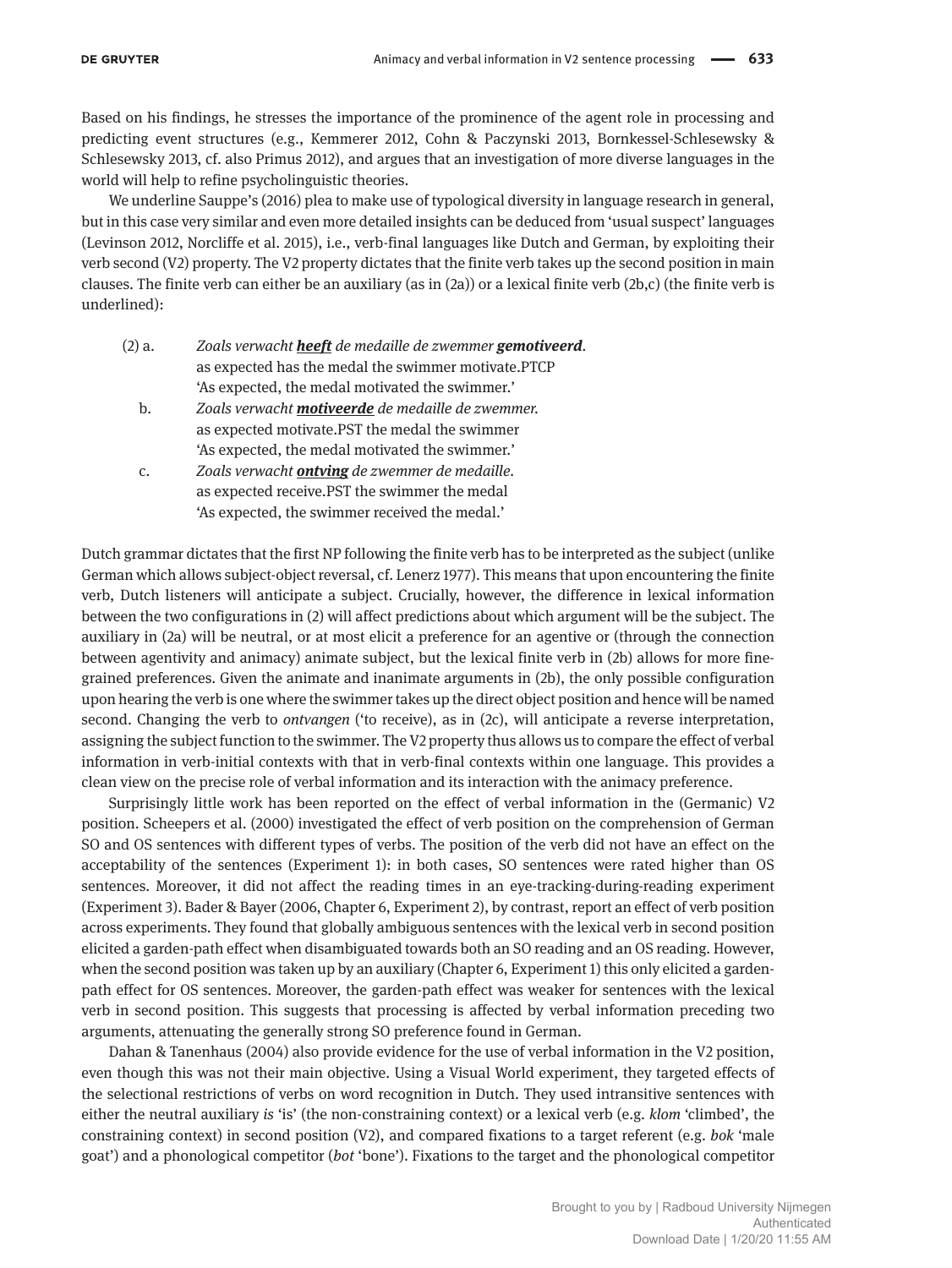Based on his findings, he stresses the importance of the prominence of the agent role in processing and predicting event structures (e.g., Kemmerer 2012, Cohn & Paczynski 2013, Bornkessel-Schlesewsky & Schlesewsky 2013, cf. also Primus 2012), and argues that an investigation of more diverse languages in the world will help to refine psycholinguistic theories.

We underline Sauppe's (2016) plea to make use of typological diversity in language research in general, but in this case very similar and even more detailed insights can be deduced from 'usual suspect' languages (Levinson 2012, Norcliffe et al. 2015), i.e., verb-final languages like Dutch and German, by exploiting their verb second (V2) property. The V2 property dictates that the finite verb takes up the second position in main clauses. The finite verb can either be an auxiliary (as in (2a)) or a lexical finite verb (2b,c) (the finite verb is underlined):

(2) a. *Zoals verwacht* ***<u>heeft</u>*** *de medaille de zwemmer* ***gemotiveerd***.
as expected has the medal the swimmer motivate.PTCP
'As expected, the medal motivated the swimmer.'

b. *Zoals verwacht* ***<u>motiveerde</u>*** *de medaille de zwemmer*.
as expected motivate.PST the medal the swimmer
'As expected, the medal motivated the swimmer.'

c. *Zoals verwacht* ***<u>ontving</u>*** *de zwemmer de medaille*.
as expected receive.PST the swimmer the medal
'As expected, the swimmer received the medal.'

Dutch grammar dictates that the first NP following the finite verb has to be interpreted as the subject (unlike German which allows subject-object reversal, cf. Lenerz 1977). This means that upon encountering the finite verb, Dutch listeners will anticipate a subject. Crucially, however, the difference in lexical information between the two configurations in (2) will affect predictions about which argument will be the subject. The auxiliary in (2a) will be neutral, or at most elicit a preference for an agentive or (through the connection between agentivity and animacy) animate subject, but the lexical finite verb in (2b) allows for more fine-grained preferences. Given the animate and inanimate arguments in (2b), the only possible configuration upon hearing the verb is one where the swimmer takes up the direct object position and hence will be named second. Changing the verb to *ontvangen* ('to receive'), as in (2c), will anticipate a reverse interpretation, assigning the subject function to the swimmer. The V2 property thus allows us to compare the effect of verbal information in verb-initial contexts with that in verb-final contexts within one language. This provides a clean view on the precise role of verbal information and its interaction with the animacy preference.

Surprisingly little work has been reported on the effect of verbal information in the (Germanic) V2 position. Scheepers et al. (2000) investigated the effect of verb position on the comprehension of German SO and OS sentences with different types of verbs. The position of the verb did not have an effect on the acceptability of the sentences (Experiment 1): in both cases, SO sentences were rated higher than OS sentences. Moreover, it did not affect the reading times in an eye-tracking-during-reading experiment (Experiment 3). Bader & Bayer (2006, Chapter 6, Experiment 2), by contrast, report an effect of verb position across experiments. They found that globally ambiguous sentences with the lexical verb in second position elicited a garden-path effect when disambiguated towards both an SO reading and an OS reading. However, when the second position was taken up by an auxiliary (Chapter 6, Experiment 1) this only elicited a garden-path effect for OS sentences. Moreover, the garden-path effect was weaker for sentences with the lexical verb in second position. This suggests that processing is affected by verbal information preceding two arguments, attenuating the generally strong SO preference found in German.

Dahan & Tanenhaus (2004) also provide evidence for the use of verbal information in the V2 position, even though this was not their main objective. Using a Visual World experiment, they targeted effects of the selectional restrictions of verbs on word recognition in Dutch. They used intransitive sentences with either the neutral auxiliary *is* 'is' (the non-constraining context) or a lexical verb (e.g. *klom* 'climbed', the constraining context) in second position (V2), and compared fixations to a target referent (e.g. *bok* 'male goat') and a phonological competitor (*bot* 'bone'). Fixations to the target and the phonological competitor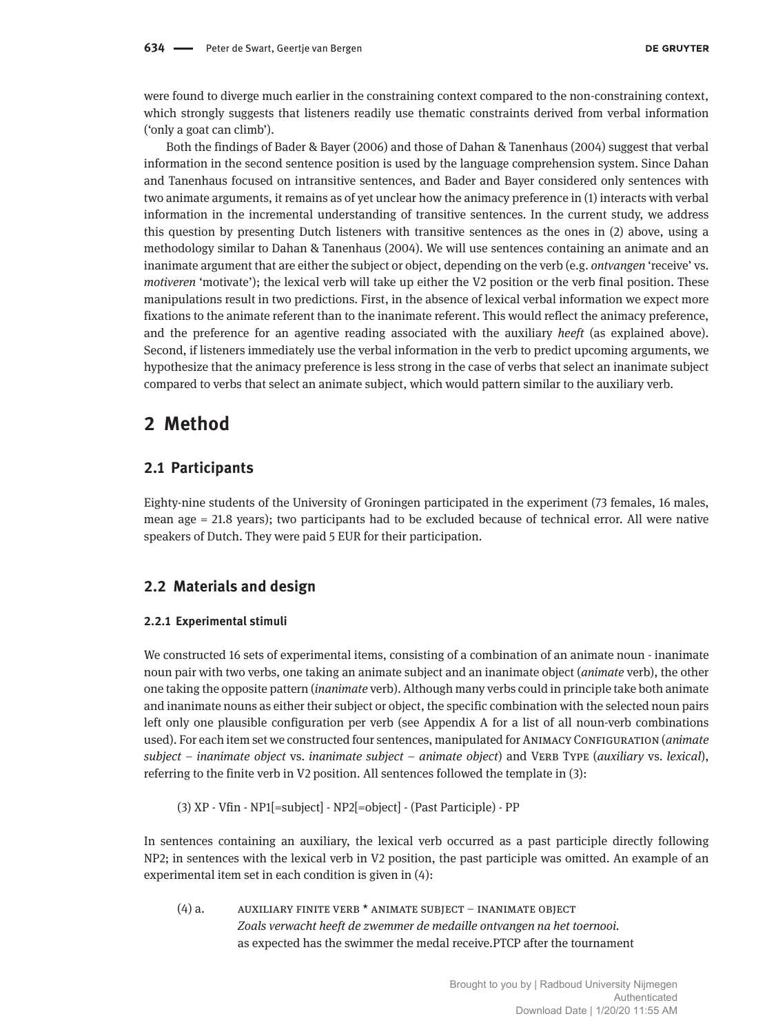were found to diverge much earlier in the constraining context compared to the non-constraining context, which strongly suggests that listeners readily use thematic constraints derived from verbal information ('only a goat can climb').

Both the findings of Bader & Bayer (2006) and those of Dahan & Tanenhaus (2004) suggest that verbal information in the second sentence position is used by the language comprehension system. Since Dahan and Tanenhaus focused on intransitive sentences, and Bader and Bayer considered only sentences with two animate arguments, it remains as of yet unclear how the animacy preference in (1) interacts with verbal information in the incremental understanding of transitive sentences. In the current study, we address this question by presenting Dutch listeners with transitive sentences as the ones in (2) above, using a methodology similar to Dahan & Tanenhaus (2004). We will use sentences containing an animate and an inanimate argument that are either the subject or object, depending on the verb (e.g. *ontvangen* 'receive' vs. *motiveren* 'motivate'); the lexical verb will take up either the V2 position or the verb final position. These manipulations result in two predictions. First, in the absence of lexical verbal information we expect more fixations to the animate referent than to the inanimate referent. This would reflect the animacy preference, and the preference for an agentive reading associated with the auxiliary *heeft* (as explained above). Second, if listeners immediately use the verbal information in the verb to predict upcoming arguments, we hypothesize that the animacy preference is less strong in the case of verbs that select an inanimate subject compared to verbs that select an animate subject, which would pattern similar to the auxiliary verb.

# 2 Method

## 2.1 Participants

Eighty-nine students of the University of Groningen participated in the experiment (73 females, 16 males, mean age = 21.8 years); two participants had to be excluded because of technical error. All were native speakers of Dutch. They were paid 5 EUR for their participation.

## 2.2 Materials and design

### 2.2.1 Experimental stimuli

We constructed 16 sets of experimental items, consisting of a combination of an animate noun - inanimate noun pair with two verbs, one taking an animate subject and an inanimate object (*animate* verb), the other one taking the opposite pattern (*inanimate* verb). Although many verbs could in principle take both animate and inanimate nouns as either their subject or object, the specific combination with the selected noun pairs left only one plausible configuration per verb (see Appendix A for a list of all noun-verb combinations used). For each item set we constructed four sentences, manipulated for Animacy Configuration (*animate subject – inanimate object* vs. *inanimate subject – animate object*) and Verb Type (*auxiliary* vs. *lexical*), referring to the finite verb in V2 position. All sentences followed the template in (3):

(3) XP - Vfin - NP1[=subject] - NP2[=object] - (Past Participle) - PP

In sentences containing an auxiliary, the lexical verb occurred as a past participle directly following NP2; in sentences with the lexical verb in V2 position, the past participle was omitted. An example of an experimental item set in each condition is given in (4):

(4) a. auxiliary finite verb * animate subject – inanimate object
*Zoals verwacht heeft de zwemmer de medaille ontvangen na het toernooi.*
as expected has the swimmer the medal receive.PTCP after the tournament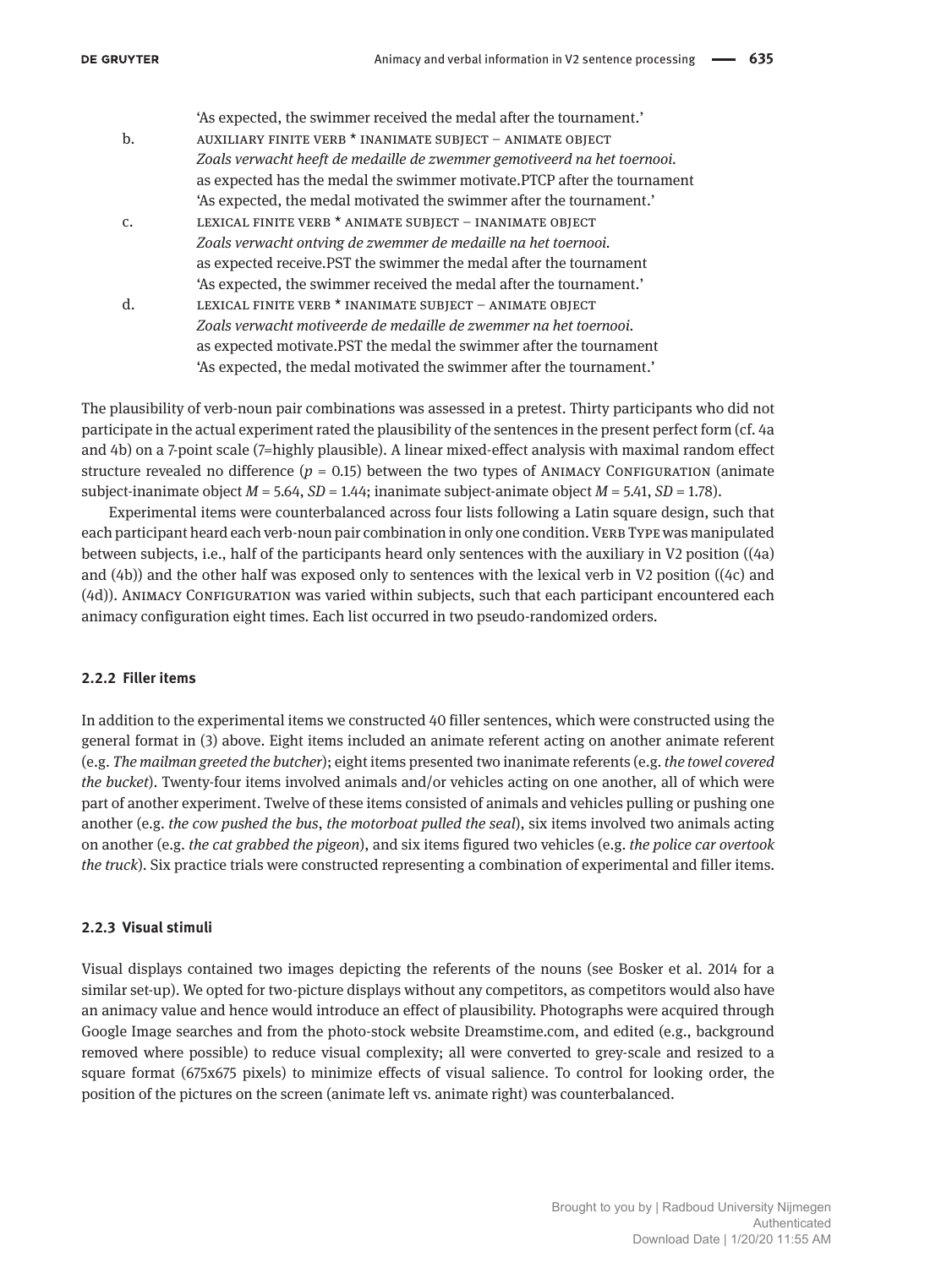'As expected, the swimmer received the medal after the tournament.'

b. AUXILIARY FINITE VERB * INANIMATE SUBJECT – ANIMATE OBJECT
*Zoals verwacht heeft de medaille de zwemmer gemotiveerd na het toernooi.*
as expected has the medal the swimmer motivate.PTCP after the tournament
'As expected, the medal motivated the swimmer after the tournament.'

c. LEXICAL FINITE VERB * ANIMATE SUBJECT – INANIMATE OBJECT
*Zoals verwacht ontving de zwemmer de medaille na het toernooi.*
as expected receive.PST the swimmer the medal after the tournament
'As expected, the swimmer received the medal after the tournament.'

d. LEXICAL FINITE VERB * INANIMATE SUBJECT – ANIMATE OBJECT
*Zoals verwacht motiveerde de medaille de zwemmer na het toernooi.*
as expected motivate.PST the medal the swimmer after the tournament
'As expected, the medal motivated the swimmer after the tournament.'

The plausibility of verb-noun pair combinations was assessed in a pretest. Thirty participants who did not participate in the actual experiment rated the plausibility of the sentences in the present perfect form (cf. 4a and 4b) on a 7-point scale (7=highly plausible). A linear mixed-effect analysis with maximal random effect structure revealed no difference ($p = 0.15$) between the two types of ANIMACY CONFIGURATION (animate subject-inanimate object $M = 5.64$, $SD = 1.44$; inanimate subject-animate object $M = 5.41$, $SD = 1.78$).

Experimental items were counterbalanced across four lists following a Latin square design, such that each participant heard each verb-noun pair combination in only one condition. VERB TYPE was manipulated between subjects, i.e., half of the participants heard only sentences with the auxiliary in V2 position ((4a) and (4b)) and the other half was exposed only to sentences with the lexical verb in V2 position ((4c) and (4d)). ANIMACY CONFIGURATION was varied within subjects, such that each participant encountered each animacy configuration eight times. Each list occurred in two pseudo-randomized orders.

### 2.2.2 Filler items

In addition to the experimental items we constructed 40 filler sentences, which were constructed using the general format in (3) above. Eight items included an animate referent acting on another animate referent (e.g. *The mailman greeted the butcher*); eight items presented two inanimate referents (e.g. *the towel covered the bucket*). Twenty-four items involved animals and/or vehicles acting on one another, all of which were part of another experiment. Twelve of these items consisted of animals and vehicles pulling or pushing one another (e.g. *the cow pushed the bus*, *the motorboat pulled the seal*), six items involved two animals acting on another (e.g. *the cat grabbed the pigeon*), and six items figured two vehicles (e.g. *the police car overtook the truck*). Six practice trials were constructed representing a combination of experimental and filler items.

### 2.2.3 Visual stimuli

Visual displays contained two images depicting the referents of the nouns (see Bosker et al. 2014 for a similar set-up). We opted for two-picture displays without any competitors, as competitors would also have an animacy value and hence would introduce an effect of plausibility. Photographs were acquired through Google Image searches and from the photo-stock website Dreamstime.com, and edited (e.g., background removed where possible) to reduce visual complexity; all were converted to grey-scale and resized to a square format (675x675 pixels) to minimize effects of visual salience. To control for looking order, the position of the pictures on the screen (animate left vs. animate right) was counterbalanced.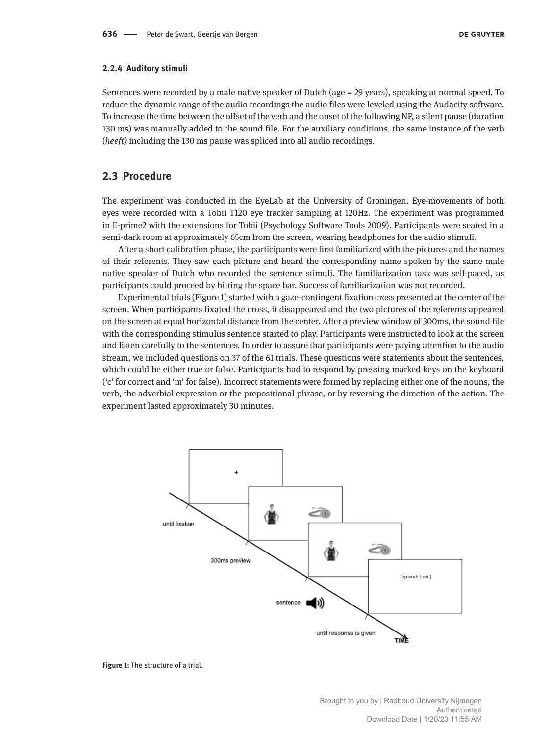#### 2.2.4 Auditory stimuli

Sentences were recorded by a male native speaker of Dutch (age = 29 years), speaking at normal speed. To reduce the dynamic range of the audio recordings the audio files were leveled using the Audacity software. To increase the time between the offset of the verb and the onset of the following NP, a silent pause (duration 130 ms) was manually added to the sound file. For the auxiliary conditions, the same instance of the verb (*heeft)* including the 130 ms pause was spliced into all audio recordings.

## 2.3 Procedure

The experiment was conducted in the EyeLab at the University of Groningen. Eye-movements of both eyes were recorded with a Tobii T120 eye tracker sampling at 120Hz. The experiment was programmed in E-prime2 with the extensions for Tobii (Psychology Software Tools 2009). Participants were seated in a semi-dark room at approximately 65cm from the screen, wearing headphones for the audio stimuli.

After a short calibration phase, the participants were first familiarized with the pictures and the names of their referents. They saw each picture and heard the corresponding name spoken by the same male native speaker of Dutch who recorded the sentence stimuli. The familiarization task was self-paced, as participants could proceed by hitting the space bar. Success of familiarization was not recorded.

Experimental trials (Figure 1) started with a gaze-contingent fixation cross presented at the center of the screen. When participants fixated the cross, it disappeared and the two pictures of the referents appeared on the screen at equal horizontal distance from the center. After a preview window of 300ms, the sound file with the corresponding stimulus sentence started to play. Participants were instructed to look at the screen and listen carefully to the sentences. In order to assure that participants were paying attention to the audio stream, we included questions on 37 of the 61 trials. These questions were statements about the sentences, which could be either true or false. Participants had to respond by pressing marked keys on the keyboard ('c' for correct and 'm' for false). Incorrect statements were formed by replacing either one of the nouns, the verb, the adverbial expression or the prepositional phrase, or by reversing the direction of the action. The experiment lasted approximately 30 minutes.

**Figure 1:** The structure of a trial.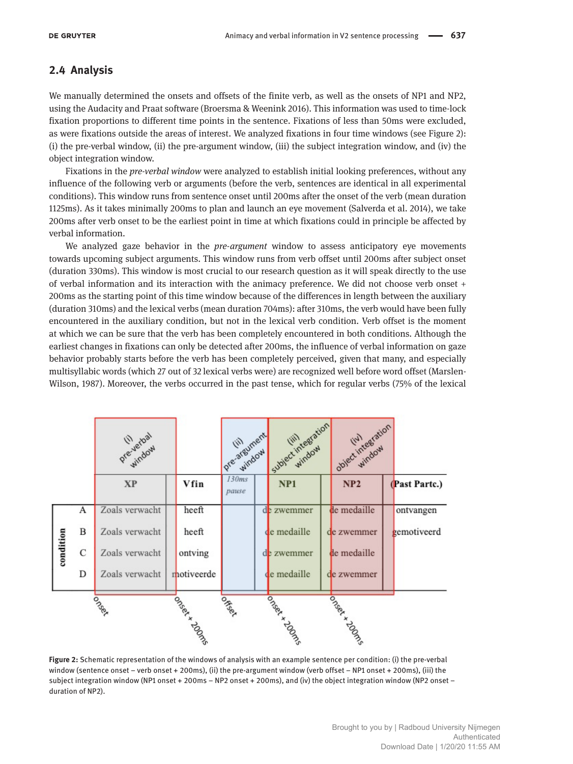## 2.4 Analysis

We manually determined the onsets and offsets of the finite verb, as well as the onsets of NP1 and NP2, using the Audacity and Praat software (Broersma & Weenink 2016). This information was used to time-lock fixation proportions to different time points in the sentence. Fixations of less than 50ms were excluded, as were fixations outside the areas of interest. We analyzed fixations in four time windows (see Figure 2): (i) the pre-verbal window, (ii) the pre-argument window, (iii) the subject integration window, and (iv) the object integration window.

Fixations in the *pre-verbal window* were analyzed to establish initial looking preferences, without any influence of the following verb or arguments (before the verb, sentences are identical in all experimental conditions). This window runs from sentence onset until 200ms after the onset of the verb (mean duration 1125ms). As it takes minimally 200ms to plan and launch an eye movement (Salverda et al. 2014), we take 200ms after verb onset to be the earliest point in time at which fixations could in principle be affected by verbal information.

We analyzed gaze behavior in the *pre-argument* window to assess anticipatory eye movements towards upcoming subject arguments. This window runs from verb offset until 200ms after subject onset (duration 330ms). This window is most crucial to our research question as it will speak directly to the use of verbal information and its interaction with the animacy preference. We did not choose verb onset + 200ms as the starting point of this time window because of the differences in length between the auxiliary (duration 310ms) and the lexical verbs (mean duration 704ms): after 310ms, the verb would have been fully encountered in the auxiliary condition, but not in the lexical verb condition. Verb offset is the moment at which we can be sure that the verb has been completely encountered in both conditions. Although the earliest changes in fixations can only be detected after 200ms, the influence of verbal information on gaze behavior probably starts before the verb has been completely perceived, given that many, and especially multisyllabic words (which 27 out of 32 lexical verbs were) are recognized well before word offset (Marslen-Wilson, 1987). Moreover, the verbs occurred in the past tense, which for regular verbs (75% of the lexical

| | (i) pre-verbal window | | (ii) pre-argument window | (iii) subject integration window | (iv) object integration window | |
|---|---|---|---|---|---|---|
| condition | XP | Vfin | 130ms pause | NP1 | NP2 | (Past Partc.) |
| A | Zoals verwacht | heeft | | de zwemmer | de medaille | ontvangen |
| B | Zoals verwacht | heeft | | de medaille | de zwemmer | gemotiveerd |
| C | Zoals verwacht | ontving | | de zwemmer | de medaille | |
| D | Zoals verwacht | motiveerde | | de medaille | de zwemmer | |
| | onset | onset + 200ms | offset | onset + 200ms | onset + 200ms | |

**Figure 2:** Schematic representation of the windows of analysis with an example sentence per condition: (i) the pre-verbal window (sentence onset – verb onset + 200ms), (ii) the pre-argument window (verb offset – NP1 onset + 200ms), (iii) the subject integration window (NP1 onset + 200ms – NP2 onset + 200ms), and (iv) the object integration window (NP2 onset – duration of NP2).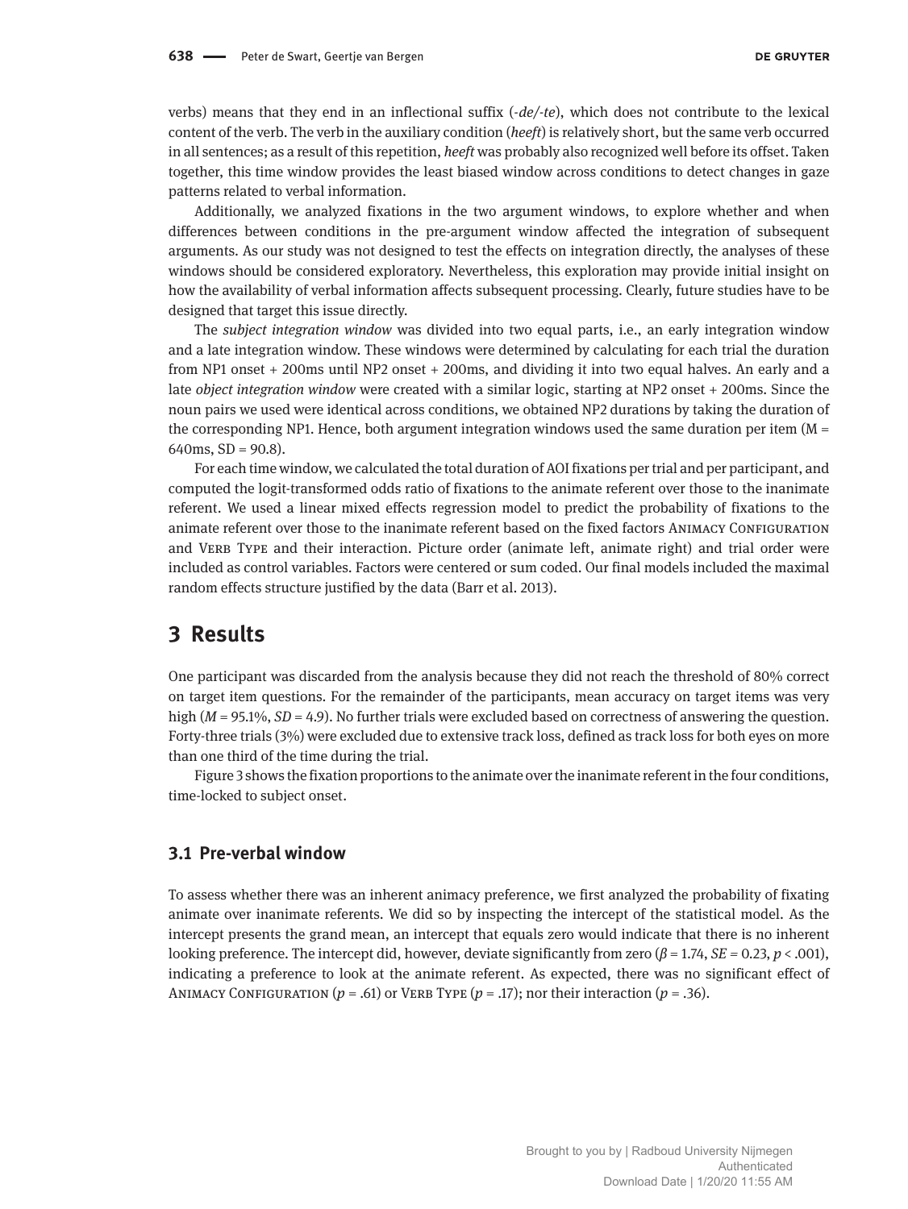verbs) means that they end in an inflectional suffix (*-de/-te*), which does not contribute to the lexical content of the verb. The verb in the auxiliary condition (*heeft*) is relatively short, but the same verb occurred in all sentences; as a result of this repetition, *heeft* was probably also recognized well before its offset. Taken together, this time window provides the least biased window across conditions to detect changes in gaze patterns related to verbal information.

Additionally, we analyzed fixations in the two argument windows, to explore whether and when differences between conditions in the pre-argument window affected the integration of subsequent arguments. As our study was not designed to test the effects on integration directly, the analyses of these windows should be considered exploratory. Nevertheless, this exploration may provide initial insight on how the availability of verbal information affects subsequent processing. Clearly, future studies have to be designed that target this issue directly.

The *subject integration window* was divided into two equal parts, i.e., an early integration window and a late integration window. These windows were determined by calculating for each trial the duration from NP1 onset + 200ms until NP2 onset + 200ms, and dividing it into two equal halves. An early and a late *object integration window* were created with a similar logic, starting at NP2 onset + 200ms. Since the noun pairs we used were identical across conditions, we obtained NP2 durations by taking the duration of the corresponding NP1. Hence, both argument integration windows used the same duration per item (M = 640ms, SD = 90.8).

For each time window, we calculated the total duration of AOI fixations per trial and per participant, and computed the logit-transformed odds ratio of fixations to the animate referent over those to the inanimate referent. We used a linear mixed effects regression model to predict the probability of fixations to the animate referent over those to the inanimate referent based on the fixed factors Animacy Configuration and Verb Type and their interaction. Picture order (animate left, animate right) and trial order were included as control variables. Factors were centered or sum coded. Our final models included the maximal random effects structure justified by the data (Barr et al. 2013).

## 3 Results

One participant was discarded from the analysis because they did not reach the threshold of 80% correct on target item questions. For the remainder of the participants, mean accuracy on target items was very high ($M = 95.1\%$, $SD = 4.9$). No further trials were excluded based on correctness of answering the question. Forty-three trials (3%) were excluded due to extensive track loss, defined as track loss for both eyes on more than one third of the time during the trial.

Figure 3 shows the fixation proportions to the animate over the inanimate referent in the four conditions, time-locked to subject onset.

### 3.1 Pre-verbal window

To assess whether there was an inherent animacy preference, we first analyzed the probability of fixating animate over inanimate referents. We did so by inspecting the intercept of the statistical model. As the intercept presents the grand mean, an intercept that equals zero would indicate that there is no inherent looking preference. The intercept did, however, deviate significantly from zero ($\beta = 1.74$, $SE = 0.23$, $p < .001$), indicating a preference to look at the animate referent. As expected, there was no significant effect of Animacy Configuration ($p = .61$) or Verb Type ($p = .17$); nor their interaction ($p = .36$).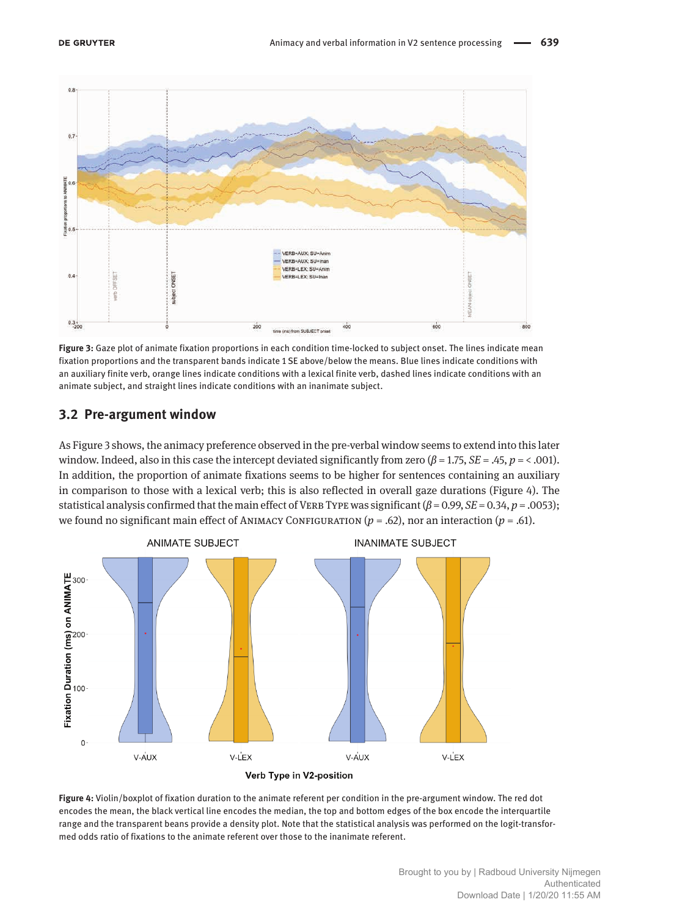Figure 3: Gaze plot of animate fixation proportions in each condition time-locked to subject onset. The lines indicate mean fixation proportions and the transparent bands indicate 1 SE above/below the means. Blue lines indicate conditions with an auxiliary finite verb, orange lines indicate conditions with a lexical finite verb, dashed lines indicate conditions with an animate subject, and straight lines indicate conditions with an inanimate subject.

## 3.2 Pre-argument window

As Figure 3 shows, the animacy preference observed in the pre-verbal window seems to extend into this later window. Indeed, also in this case the intercept deviated significantly from zero ($\beta$ = 1.75, $SE$ = .45, $p$ = < .001). In addition, the proportion of animate fixations seems to be higher for sentences containing an auxiliary in comparison to those with a lexical verb; this is also reflected in overall gaze durations (Figure 4). The statistical analysis confirmed that the main effect of VERB TYPE was significant ($\beta$ = 0.99, $SE$ = 0.34, $p$ = .0053); we found no significant main effect of ANIMACY CONFIGURATION ($p$ = .62), nor an interaction ($p$ = .61).

Figure 4: Violin/boxplot of fixation duration to the animate referent per condition in the pre-argument window. The red dot encodes the mean, the black vertical line encodes the median, the top and bottom edges of the box encode the interquartile range and the transparent beans provide a density plot. Note that the statistical analysis was performed on the logit-transformed odds ratio of fixations to the animate referent over those to the inanimate referent.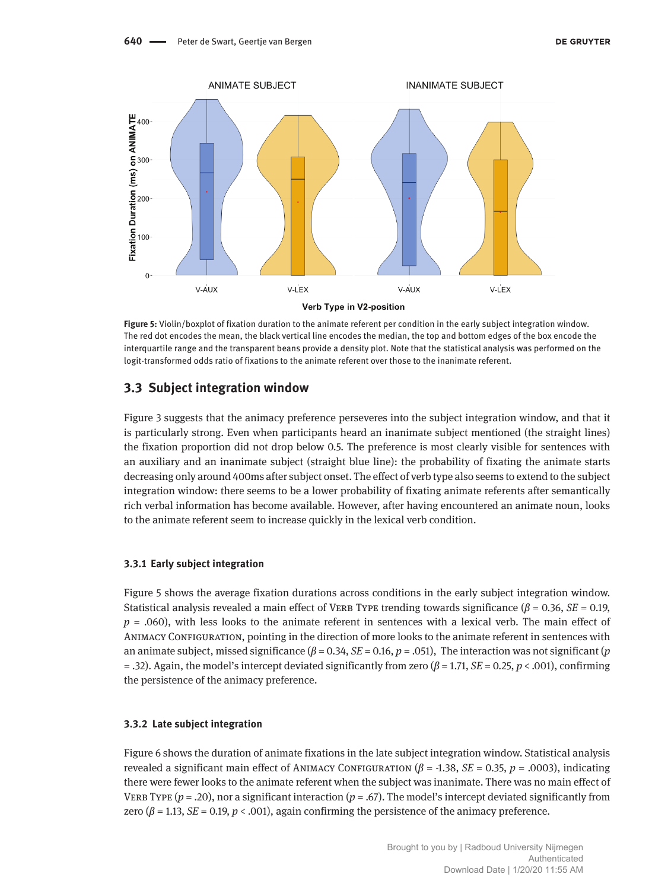Figure 5: Violin/boxplot of fixation duration to the animate referent per condition in the early subject integration window. The red dot encodes the mean, the black vertical line encodes the median, the top and bottom edges of the box encode the interquartile range and the transparent beans provide a density plot. Note that the statistical analysis was performed on the logit-transformed odds ratio of fixations to the animate referent over those to the inanimate referent.

## 3.3 Subject integration window

Figure 3 suggests that the animacy preference perseveres into the subject integration window, and that it is particularly strong. Even when participants heard an inanimate subject mentioned (the straight lines) the fixation proportion did not drop below 0.5. The preference is most clearly visible for sentences with an auxiliary and an inanimate subject (straight blue line): the probability of fixating the animate starts decreasing only around 400ms after subject onset. The effect of verb type also seems to extend to the subject integration window: there seems to be a lower probability of fixating animate referents after semantically rich verbal information has become available. However, after having encountered an animate noun, looks to the animate referent seem to increase quickly in the lexical verb condition.

### 3.3.1 Early subject integration

Figure 5 shows the average fixation durations across conditions in the early subject integration window. Statistical analysis revealed a main effect of Verb Type trending towards significance ($\beta$ = 0.36, *SE* = 0.19, *p* = .060), with less looks to the animate referent in sentences with a lexical verb. The main effect of Animacy Configuration, pointing in the direction of more looks to the animate referent in sentences with an animate subject, missed significance ($\beta$ = 0.34, *SE* = 0.16, *p* = .051), The interaction was not significant (*p* = .32). Again, the model's intercept deviated significantly from zero ($\beta$ = 1.71, *SE* = 0.25, $p < .001$), confirming the persistence of the animacy preference.

### 3.3.2 Late subject integration

Figure 6 shows the duration of animate fixations in the late subject integration window. Statistical analysis revealed a significant main effect of Animacy Configuration ($\beta$ = -1.38, *SE* = 0.35, *p* = .0003), indicating there were fewer looks to the animate referent when the subject was inanimate. There was no main effect of Verb Type (*p* = .20), nor a significant interaction (*p* = .67). The model's intercept deviated significantly from zero ($\beta$ = 1.13, *SE* = 0.19, $p < .001$), again confirming the persistence of the animacy preference.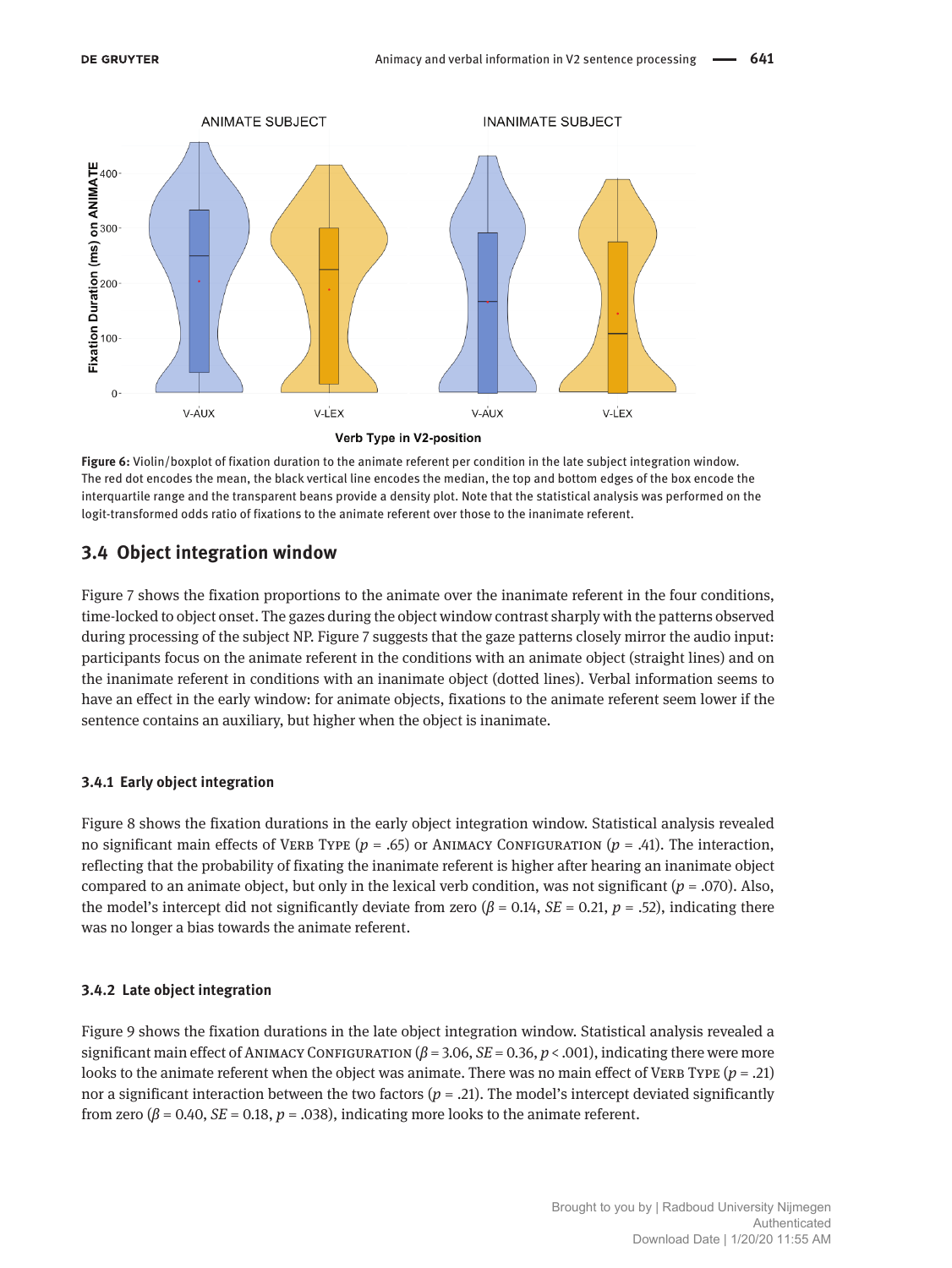**Figure 6:** Violin/boxplot of fixation duration to the animate referent per condition in the late subject integration window. The red dot encodes the mean, the black vertical line encodes the median, the top and bottom edges of the box encode the interquartile range and the transparent beans provide a density plot. Note that the statistical analysis was performed on the logit-transformed odds ratio of fixations to the animate referent over those to the inanimate referent.

## 3.4 Object integration window

Figure 7 shows the fixation proportions to the animate over the inanimate referent in the four conditions, time-locked to object onset. The gazes during the object window contrast sharply with the patterns observed during processing of the subject NP. Figure 7 suggests that the gaze patterns closely mirror the audio input: participants focus on the animate referent in the conditions with an animate object (straight lines) and on the inanimate referent in conditions with an inanimate object (dotted lines). Verbal information seems to have an effect in the early window: for animate objects, fixations to the animate referent seem lower if the sentence contains an auxiliary, but higher when the object is inanimate.

### 3.4.1 Early object integration

Figure 8 shows the fixation durations in the early object integration window. Statistical analysis revealed no significant main effects of Verb Type ($p$ = .65) or Animacy Configuration ($p$ = .41). The interaction, reflecting that the probability of fixating the inanimate referent is higher after hearing an inanimate object compared to an animate object, but only in the lexical verb condition, was not significant ($p$ = .070). Also, the model's intercept did not significantly deviate from zero ($\beta$ = 0.14, $SE$ = 0.21, $p$ = .52), indicating there was no longer a bias towards the animate referent.

### 3.4.2 Late object integration

Figure 9 shows the fixation durations in the late object integration window. Statistical analysis revealed a significant main effect of Animacy Configuration ($\beta$ = 3.06, $SE$ = 0.36, $p$ < .001), indicating there were more looks to the animate referent when the object was animate. There was no main effect of Verb Type ($p$ = .21) nor a significant interaction between the two factors ($p$ = .21). The model's intercept deviated significantly from zero ($\beta$ = 0.40, $SE$ = 0.18, $p$ = .038), indicating more looks to the animate referent.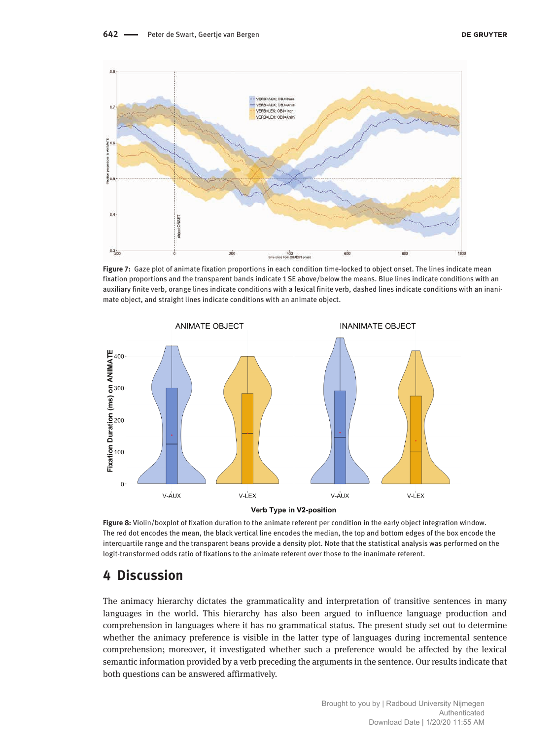**Figure 7:** Gaze plot of animate fixation proportions in each condition time-locked to object onset. The lines indicate mean fixation proportions and the transparent bands indicate 1 SE above/below the means. Blue lines indicate conditions with an auxiliary finite verb, orange lines indicate conditions with a lexical finite verb, dashed lines indicate conditions with an inanimate object, and straight lines indicate conditions with an animate object.

**Figure 8:** Violin/boxplot of fixation duration to the animate referent per condition in the early object integration window. The red dot encodes the mean, the black vertical line encodes the median, the top and bottom edges of the box encode the interquartile range and the transparent beans provide a density plot. Note that the statistical analysis was performed on the logit-transformed odds ratio of fixations to the animate referent over those to the inanimate referent.

## 4 Discussion

The animacy hierarchy dictates the grammaticality and interpretation of transitive sentences in many languages in the world. This hierarchy has also been argued to influence language production and comprehension in languages where it has no grammatical status. The present study set out to determine whether the animacy preference is visible in the latter type of languages during incremental sentence comprehension; moreover, it investigated whether such a preference would be affected by the lexical semantic information provided by a verb preceding the arguments in the sentence. Our results indicate that both questions can be answered affirmatively.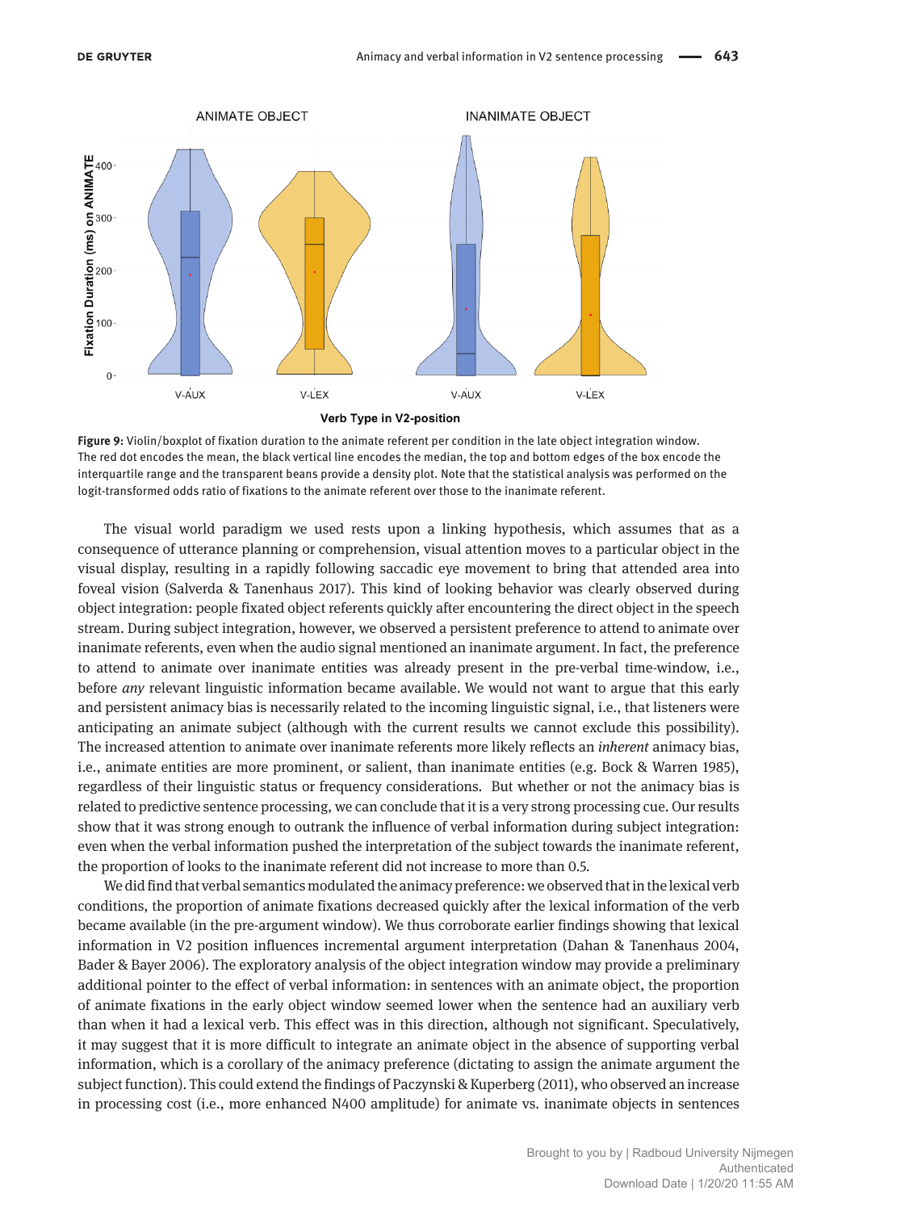**Figure 9:** Violin/boxplot of fixation duration to the animate referent per condition in the late object integration window. The red dot encodes the mean, the black vertical line encodes the median, the top and bottom edges of the box encode the interquartile range and the transparent beans provide a density plot. Note that the statistical analysis was performed on the logit-transformed odds ratio of fixations to the animate referent over those to the inanimate referent.

The visual world paradigm we used rests upon a linking hypothesis, which assumes that as a consequence of utterance planning or comprehension, visual attention moves to a particular object in the visual display, resulting in a rapidly following saccadic eye movement to bring that attended area into foveal vision (Salverda & Tanenhaus 2017). This kind of looking behavior was clearly observed during object integration: people fixated object referents quickly after encountering the direct object in the speech stream. During subject integration, however, we observed a persistent preference to attend to animate over inanimate referents, even when the audio signal mentioned an inanimate argument. In fact, the preference to attend to animate over inanimate entities was already present in the pre-verbal time-window, i.e., before *any* relevant linguistic information became available. We would not want to argue that this early and persistent animacy bias is necessarily related to the incoming linguistic signal, i.e., that listeners were anticipating an animate subject (although with the current results we cannot exclude this possibility). The increased attention to animate over inanimate referents more likely reflects an *inherent* animacy bias, i.e., animate entities are more prominent, or salient, than inanimate entities (e.g. Bock & Warren 1985), regardless of their linguistic status or frequency considerations. But whether or not the animacy bias is related to predictive sentence processing, we can conclude that it is a very strong processing cue. Our results show that it was strong enough to outrank the influence of verbal information during subject integration: even when the verbal information pushed the interpretation of the subject towards the inanimate referent, the proportion of looks to the inanimate referent did not increase to more than 0.5.

We did find that verbal semantics modulated the animacy preference: we observed that in the lexical verb conditions, the proportion of animate fixations decreased quickly after the lexical information of the verb became available (in the pre-argument window). We thus corroborate earlier findings showing that lexical information in V2 position influences incremental argument interpretation (Dahan & Tanenhaus 2004, Bader & Bayer 2006). The exploratory analysis of the object integration window may provide a preliminary additional pointer to the effect of verbal information: in sentences with an animate object, the proportion of animate fixations in the early object window seemed lower when the sentence had an auxiliary verb than when it had a lexical verb. This effect was in this direction, although not significant. Speculatively, it may suggest that it is more difficult to integrate an animate object in the absence of supporting verbal information, which is a corollary of the animacy preference (dictating to assign the animate argument the subject function). This could extend the findings of Paczynski & Kuperberg (2011), who observed an increase in processing cost (i.e., more enhanced N400 amplitude) for animate vs. inanimate objects in sentences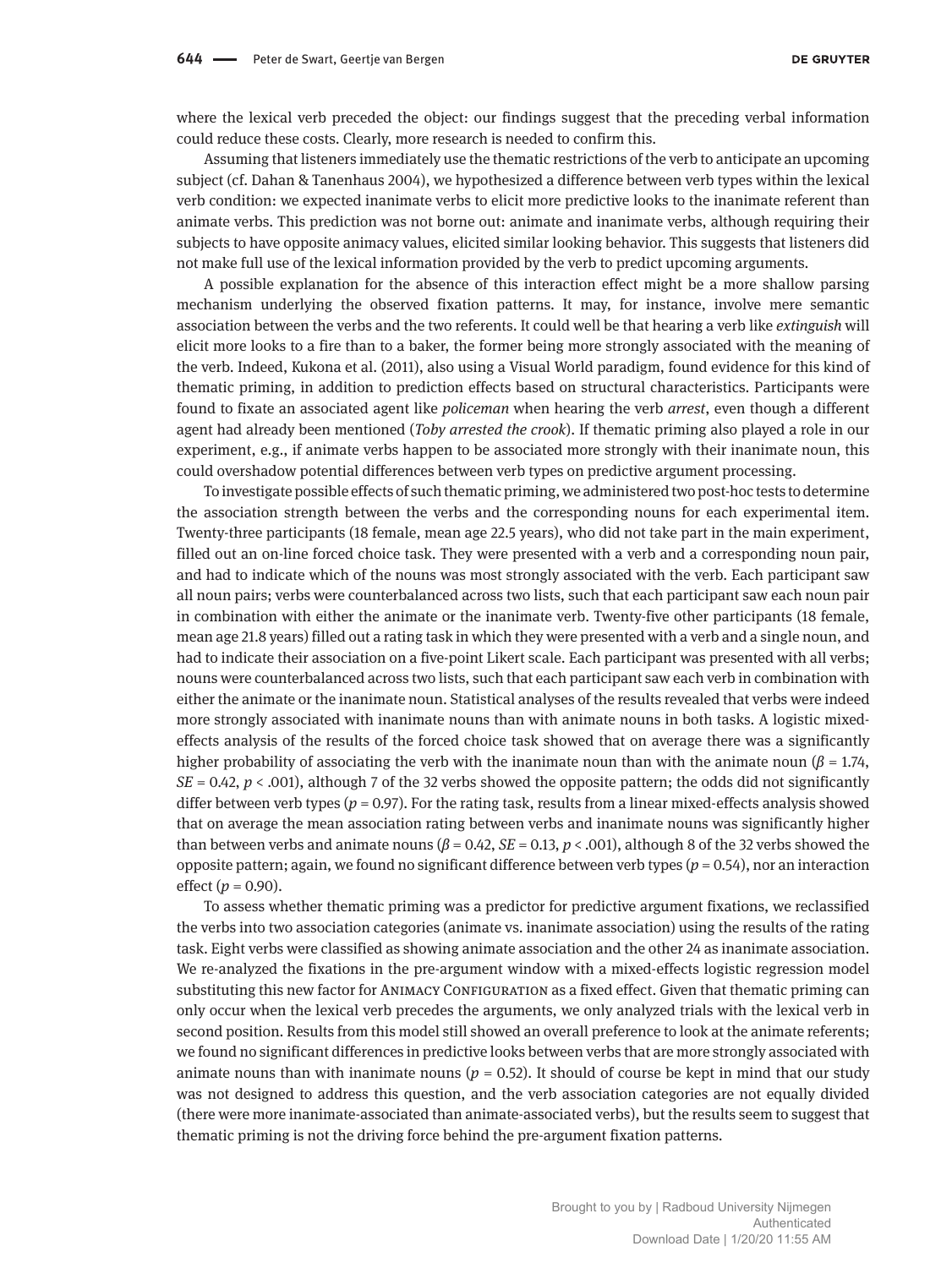where the lexical verb preceded the object: our findings suggest that the preceding verbal information could reduce these costs. Clearly, more research is needed to confirm this.

Assuming that listeners immediately use the thematic restrictions of the verb to anticipate an upcoming subject (cf. Dahan & Tanenhaus 2004), we hypothesized a difference between verb types within the lexical verb condition: we expected inanimate verbs to elicit more predictive looks to the inanimate referent than animate verbs. This prediction was not borne out: animate and inanimate verbs, although requiring their subjects to have opposite animacy values, elicited similar looking behavior. This suggests that listeners did not make full use of the lexical information provided by the verb to predict upcoming arguments.

A possible explanation for the absence of this interaction effect might be a more shallow parsing mechanism underlying the observed fixation patterns. It may, for instance, involve mere semantic association between the verbs and the two referents. It could well be that hearing a verb like *extinguish* will elicit more looks to a fire than to a baker, the former being more strongly associated with the meaning of the verb. Indeed, Kukona et al. (2011), also using a Visual World paradigm, found evidence for this kind of thematic priming, in addition to prediction effects based on structural characteristics. Participants were found to fixate an associated agent like *policeman* when hearing the verb *arrest*, even though a different agent had already been mentioned (*Toby arrested the crook*). If thematic priming also played a role in our experiment, e.g., if animate verbs happen to be associated more strongly with their inanimate noun, this could overshadow potential differences between verb types on predictive argument processing.

To investigate possible effects of such thematic priming, we administered two post-hoc tests to determine the association strength between the verbs and the corresponding nouns for each experimental item. Twenty-three participants (18 female, mean age 22.5 years), who did not take part in the main experiment, filled out an on-line forced choice task. They were presented with a verb and a corresponding noun pair, and had to indicate which of the nouns was most strongly associated with the verb. Each participant saw all noun pairs; verbs were counterbalanced across two lists, such that each participant saw each noun pair in combination with either the animate or the inanimate verb. Twenty-five other participants (18 female, mean age 21.8 years) filled out a rating task in which they were presented with a verb and a single noun, and had to indicate their association on a five-point Likert scale. Each participant was presented with all verbs; nouns were counterbalanced across two lists, such that each participant saw each verb in combination with either the animate or the inanimate noun. Statistical analyses of the results revealed that verbs were indeed more strongly associated with inanimate nouns than with animate nouns in both tasks. A logistic mixed-effects analysis of the results of the forced choice task showed that on average there was a significantly higher probability of associating the verb with the inanimate noun than with the animate noun ($\beta = 1.74$, $SE = 0.42$, $p < .001$), although 7 of the 32 verbs showed the opposite pattern; the odds did not significantly differ between verb types ($p = 0.97$). For the rating task, results from a linear mixed-effects analysis showed that on average the mean association rating between verbs and inanimate nouns was significantly higher than between verbs and animate nouns ($\beta = 0.42$, $SE = 0.13$, $p < .001$), although 8 of the 32 verbs showed the opposite pattern; again, we found no significant difference between verb types ($p = 0.54$), nor an interaction effect ($p = 0.90$).

To assess whether thematic priming was a predictor for predictive argument fixations, we reclassified the verbs into two association categories (animate vs. inanimate association) using the results of the rating task. Eight verbs were classified as showing animate association and the other 24 as inanimate association. We re-analyzed the fixations in the pre-argument window with a mixed-effects logistic regression model substituting this new factor for ANIMACY CONFIGURATION as a fixed effect. Given that thematic priming can only occur when the lexical verb precedes the arguments, we only analyzed trials with the lexical verb in second position. Results from this model still showed an overall preference to look at the animate referents; we found no significant differences in predictive looks between verbs that are more strongly associated with animate nouns than with inanimate nouns ($p = 0.52$). It should of course be kept in mind that our study was not designed to address this question, and the verb association categories are not equally divided (there were more inanimate-associated than animate-associated verbs), but the results seem to suggest that thematic priming is not the driving force behind the pre-argument fixation patterns.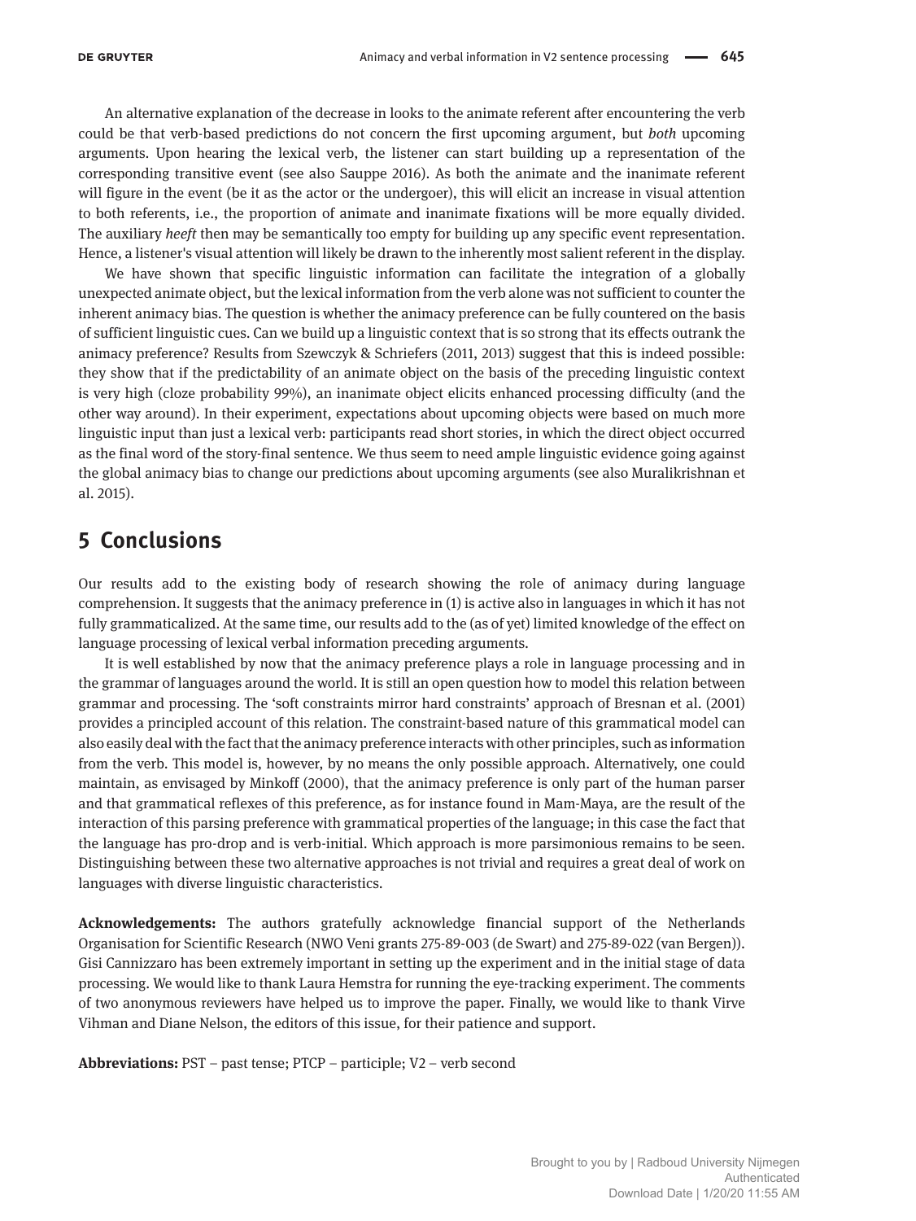An alternative explanation of the decrease in looks to the animate referent after encountering the verb could be that verb-based predictions do not concern the first upcoming argument, but *both* upcoming arguments. Upon hearing the lexical verb, the listener can start building up a representation of the corresponding transitive event (see also Sauppe 2016). As both the animate and the inanimate referent will figure in the event (be it as the actor or the undergoer), this will elicit an increase in visual attention to both referents, i.e., the proportion of animate and inanimate fixations will be more equally divided. The auxiliary *heeft* then may be semantically too empty for building up any specific event representation. Hence, a listener's visual attention will likely be drawn to the inherently most salient referent in the display.

We have shown that specific linguistic information can facilitate the integration of a globally unexpected animate object, but the lexical information from the verb alone was not sufficient to counter the inherent animacy bias. The question is whether the animacy preference can be fully countered on the basis of sufficient linguistic cues. Can we build up a linguistic context that is so strong that its effects outrank the animacy preference? Results from Szewczyk & Schriefers (2011, 2013) suggest that this is indeed possible: they show that if the predictability of an animate object on the basis of the preceding linguistic context is very high (cloze probability 99%), an inanimate object elicits enhanced processing difficulty (and the other way around). In their experiment, expectations about upcoming objects were based on much more linguistic input than just a lexical verb: participants read short stories, in which the direct object occurred as the final word of the story-final sentence. We thus seem to need ample linguistic evidence going against the global animacy bias to change our predictions about upcoming arguments (see also Muralikrishnan et al. 2015).

## 5 Conclusions

Our results add to the existing body of research showing the role of animacy during language comprehension. It suggests that the animacy preference in (1) is active also in languages in which it has not fully grammaticalized. At the same time, our results add to the (as of yet) limited knowledge of the effect on language processing of lexical verbal information preceding arguments.

It is well established by now that the animacy preference plays a role in language processing and in the grammar of languages around the world. It is still an open question how to model this relation between grammar and processing. The 'soft constraints mirror hard constraints' approach of Bresnan et al. (2001) provides a principled account of this relation. The constraint-based nature of this grammatical model can also easily deal with the fact that the animacy preference interacts with other principles, such as information from the verb. This model is, however, by no means the only possible approach. Alternatively, one could maintain, as envisaged by Minkoff (2000), that the animacy preference is only part of the human parser and that grammatical reflexes of this preference, as for instance found in Mam-Maya, are the result of the interaction of this parsing preference with grammatical properties of the language; in this case the fact that the language has pro-drop and is verb-initial. Which approach is more parsimonious remains to be seen. Distinguishing between these two alternative approaches is not trivial and requires a great deal of work on languages with diverse linguistic characteristics.

**Acknowledgements:** The authors gratefully acknowledge financial support of the Netherlands Organisation for Scientific Research (NWO Veni grants 275-89-003 (de Swart) and 275-89-022 (van Bergen)). Gisi Cannizzaro has been extremely important in setting up the experiment and in the initial stage of data processing. We would like to thank Laura Hemstra for running the eye-tracking experiment. The comments of two anonymous reviewers have helped us to improve the paper. Finally, we would like to thank Virve Vihman and Diane Nelson, the editors of this issue, for their patience and support.

**Abbreviations:** PST – past tense; PTCP – participle; V2 – verb second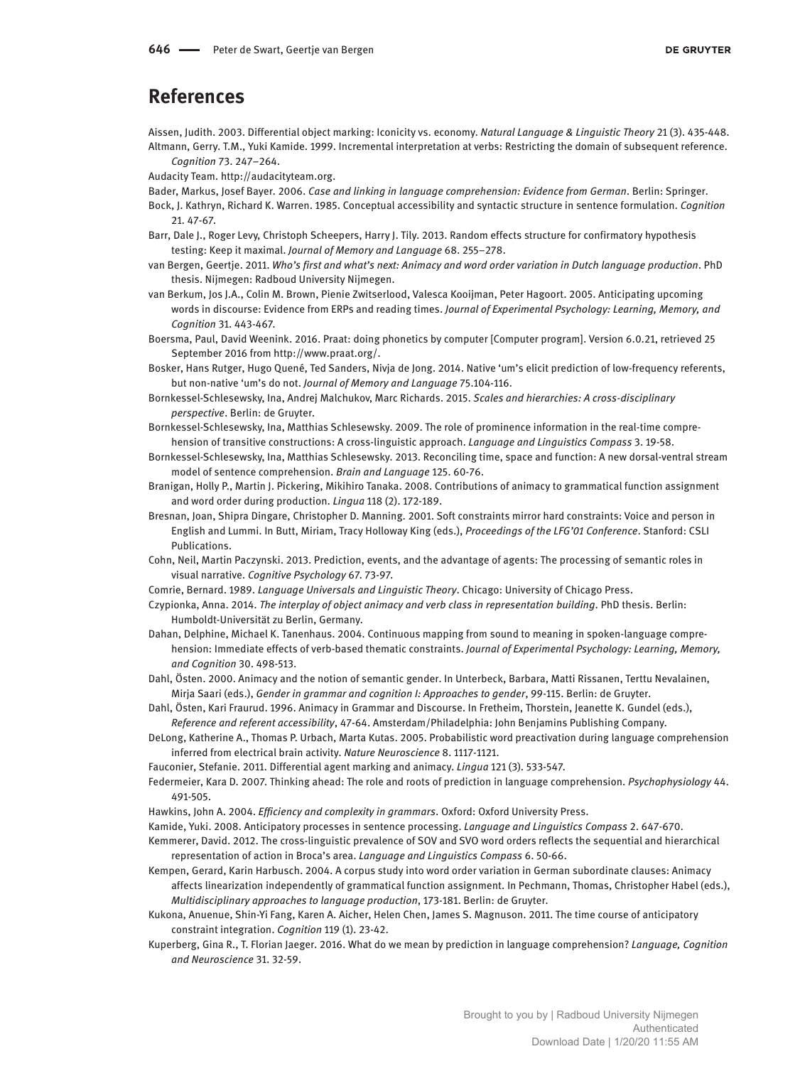## References

Aissen, Judith. 2003. Differential object marking: Iconicity vs. economy. *Natural Language & Linguistic Theory* 21 (3). 435-448.

Altmann, Gerry. T.M., Yuki Kamide. 1999. Incremental interpretation at verbs: Restricting the domain of subsequent reference. *Cognition* 73. 247–264.

Audacity Team. http://audacityteam.org.

Bader, Markus, Josef Bayer. 2006. *Case and linking in language comprehension: Evidence from German*. Berlin: Springer.

Bock, J. Kathryn, Richard K. Warren. 1985. Conceptual accessibility and syntactic structure in sentence formulation. *Cognition* 21. 47-67.

Barr, Dale J., Roger Levy, Christoph Scheepers, Harry J. Tily. 2013. Random effects structure for confirmatory hypothesis testing: Keep it maximal. *Journal of Memory and Language* 68. 255–278.

van Bergen, Geertje. 2011. *Who's first and what's next: Animacy and word order variation in Dutch language production*. PhD thesis. Nijmegen: Radboud University Nijmegen.

van Berkum, Jos J.A., Colin M. Brown, Pienie Zwitserlood, Valesca Kooijman, Peter Hagoort. 2005. Anticipating upcoming words in discourse: Evidence from ERPs and reading times. *Journal of Experimental Psychology: Learning, Memory, and Cognition* 31. 443-467.

Boersma, Paul, David Weenink. 2016. Praat: doing phonetics by computer [Computer program]. Version 6.0.21, retrieved 25 September 2016 from http://www.praat.org/.

Bosker, Hans Rutger, Hugo Quené, Ted Sanders, Nivja de Jong. 2014. Native 'um's elicit prediction of low-frequency referents, but non-native 'um's do not. *Journal of Memory and Language* 75.104-116.

Bornkessel-Schlesewsky, Ina, Andrej Malchukov, Marc Richards. 2015. *Scales and hierarchies: A cross-disciplinary perspective*. Berlin: de Gruyter.

Bornkessel-Schlesewsky, Ina, Matthias Schlesewsky. 2009. The role of prominence information in the real-time comprehension of transitive constructions: A cross-linguistic approach. *Language and Linguistics Compass* 3. 19-58.

Bornkessel-Schlesewsky, Ina, Matthias Schlesewsky. 2013. Reconciling time, space and function: A new dorsal-ventral stream model of sentence comprehension. *Brain and Language* 125. 60-76.

Branigan, Holly P., Martin J. Pickering, Mikihiro Tanaka. 2008. Contributions of animacy to grammatical function assignment and word order during production. *Lingua* 118 (2). 172-189.

Bresnan, Joan, Shipra Dingare, Christopher D. Manning. 2001. Soft constraints mirror hard constraints: Voice and person in English and Lummi. In Butt, Miriam, Tracy Holloway King (eds.), *Proceedings of the LFG'01 Conference*. Stanford: CSLI Publications.

Cohn, Neil, Martin Paczynski. 2013. Prediction, events, and the advantage of agents: The processing of semantic roles in visual narrative. *Cognitive Psychology* 67. 73-97.

Comrie, Bernard. 1989. *Language Universals and Linguistic Theory*. Chicago: University of Chicago Press.

Czypionka, Anna. 2014. *The interplay of object animacy and verb class in representation building*. PhD thesis. Berlin: Humboldt-Universität zu Berlin, Germany.

Dahan, Delphine, Michael K. Tanenhaus. 2004. Continuous mapping from sound to meaning in spoken-language comprehension: Immediate effects of verb-based thematic constraints. *Journal of Experimental Psychology: Learning, Memory, and Cognition* 30. 498-513.

Dahl, Östen. 2000. Animacy and the notion of semantic gender. In Unterbeck, Barbara, Matti Rissanen, Terttu Nevalainen, Mirja Saari (eds.), *Gender in grammar and cognition I: Approaches to gender*, 99-115. Berlin: de Gruyter.

Dahl, Östen, Kari Fraurud. 1996. Animacy in Grammar and Discourse. In Fretheim, Thorstein, Jeanette K. Gundel (eds.), *Reference and referent accessibility*, 47-64. Amsterdam/Philadelphia: John Benjamins Publishing Company.

DeLong, Katherine A., Thomas P. Urbach, Marta Kutas. 2005. Probabilistic word preactivation during language comprehension inferred from electrical brain activity. *Nature Neuroscience* 8. 1117-1121.

Fauconier, Stefanie. 2011. Differential agent marking and animacy. *Lingua* 121 (3). 533-547.

Federmeier, Kara D. 2007. Thinking ahead: The role and roots of prediction in language comprehension. *Psychophysiology* 44. 491-505.

Hawkins, John A. 2004. *Efficiency and complexity in grammars*. Oxford: Oxford University Press.

Kamide, Yuki. 2008. Anticipatory processes in sentence processing. *Language and Linguistics Compass* 2. 647-670.

Kemmerer, David. 2012. The cross-linguistic prevalence of SOV and SVO word orders reflects the sequential and hierarchical representation of action in Broca's area. *Language and Linguistics Compass* 6. 50-66.

Kempen, Gerard, Karin Harbusch. 2004. A corpus study into word order variation in German subordinate clauses: Animacy affects linearization independently of grammatical function assignment. In Pechmann, Thomas, Christopher Habel (eds.), *Multidisciplinary approaches to language production*, 173-181. Berlin: de Gruyter.

Kukona, Anuenue, Shin-Yi Fang, Karen A. Aicher, Helen Chen, James S. Magnuson. 2011. The time course of anticipatory constraint integration. *Cognition* 119 (1). 23-42.

Kuperberg, Gina R., T. Florian Jaeger. 2016. What do we mean by prediction in language comprehension? *Language, Cognition and Neuroscience* 31. 32-59.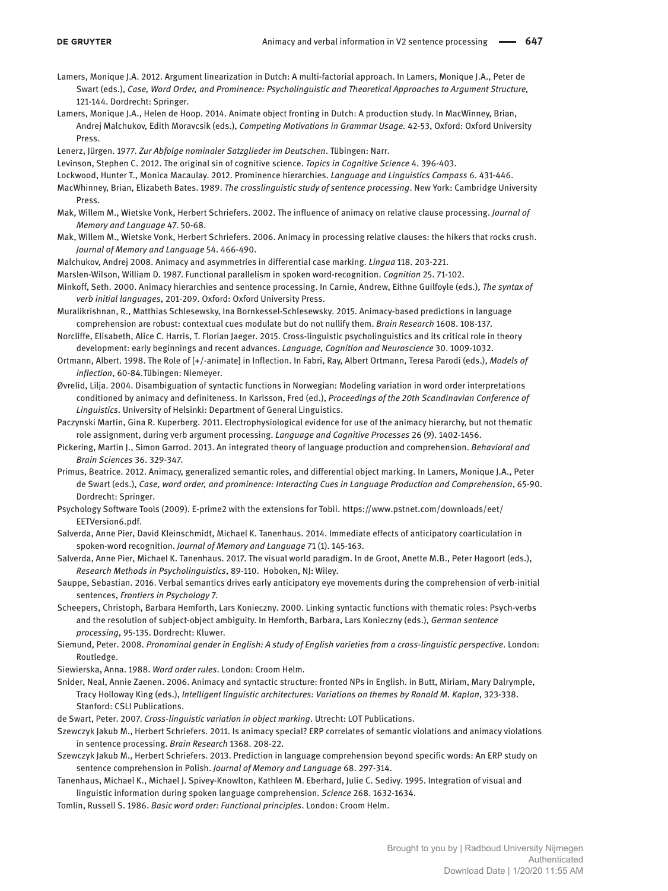Lamers, Monique J.A. 2012. Argument linearization in Dutch: A multi-factorial approach. In Lamers, Monique J.A., Peter de Swart (eds.), *Case, Word Order, and Prominence: Psycholinguistic and Theoretical Approaches to Argument Structure,* 121-144. Dordrecht: Springer.

Lamers, Monique J.A., Helen de Hoop. 2014. Animate object fronting in Dutch: A production study. In MacWinney, Brian, Andrej Malchukov, Edith Moravcsik (eds.), *Competing Motivations in Grammar Usage.* 42-53, Oxford: Oxford University Press.

Lenerz, Jürgen. 1977. *Zur Abfolge nominaler Satzglieder im Deutschen*. Tübingen: Narr.

Levinson, Stephen C. 2012. The original sin of cognitive science. *Topics in Cognitive Science* 4. 396-403.

Lockwood, Hunter T., Monica Macaulay. 2012. Prominence hierarchies. *Language and Linguistics Compass* 6. 431-446.

MacWhinney, Brian, Elizabeth Bates. 1989. *The crosslinguistic study of sentence processing*. New York: Cambridge University Press.

Mak, Willem M., Wietske Vonk, Herbert Schriefers. 2002. The influence of animacy on relative clause processing. *Journal of Memory and Language* 47. 50-68.

Mak, Willem M., Wietske Vonk, Herbert Schriefers. 2006. Animacy in processing relative clauses: the hikers that rocks crush. *Journal of Memory and Language* 54. 466-490.

Malchukov, Andrej 2008. Animacy and asymmetries in differential case marking. *Lingua* 118. 203-221.

Marslen-Wilson, William D. 1987. Functional parallelism in spoken word-recognition. *Cognition* 25. 71-102.

Minkoff, Seth. 2000. Animacy hierarchies and sentence processing. In Carnie, Andrew, Eithne Guilfoyle (eds.), *The syntax of verb initial languages*, 201-209. Oxford: Oxford University Press.

Muralikrishnan, R., Matthias Schlesewsky, Ina Bornkessel-Schlesewsky. 2015. Animacy-based predictions in language comprehension are robust: contextual cues modulate but do not nullify them. *Brain Research* 1608. 108-137.

Norcliffe, Elisabeth, Alice C. Harris, T. Florian Jaeger. 2015. Cross-linguistic psycholinguistics and its critical role in theory development: early beginnings and recent advances. *Language, Cognition and Neuroscience* 30. 1009-1032.

Ortmann, Albert. 1998. The Role of [+/-animate] in Inflection. In Fabri, Ray, Albert Ortmann, Teresa Parodi (eds.), *Models of inflection*, 60-84.Tübingen: Niemeyer.

Øvrelid, Lilja. 2004. Disambiguation of syntactic functions in Norwegian: Modeling variation in word order interpretations conditioned by animacy and definiteness. In Karlsson, Fred (ed.), *Proceedings of the 20th Scandinavian Conference of Linguistics*. University of Helsinki: Department of General Linguistics.

Paczynski Martin, Gina R. Kuperberg. 2011. Electrophysiological evidence for use of the animacy hierarchy, but not thematic role assignment, during verb argument processing. *Language and Cognitive Processes* 26 (9). 1402-1456.

Pickering, Martin J., Simon Garrod. 2013. An integrated theory of language production and comprehension. *Behavioral and Brain Sciences* 36. 329-347.

Primus, Beatrice. 2012. Animacy, generalized semantic roles, and differential object marking. In Lamers, Monique J.A., Peter de Swart (eds.), *Case, word order, and prominence: Interacting Cues in Language Production and Comprehension*, 65-90. Dordrecht: Springer.

Psychology Software Tools (2009). E-prime2 with the extensions for Tobii. https://www.pstnet.com/downloads/eet/EETVersion6.pdf.

Salverda, Anne Pier, David Kleinschmidt, Michael K. Tanenhaus. 2014. Immediate effects of anticipatory coarticulation in spoken-word recognition. *Journal of Memory and Language* 71 (1). 145-163.

Salverda, Anne Pier, Michael K. Tanenhaus. 2017. The visual world paradigm. In de Groot, Anette M.B., Peter Hagoort (eds.), *Research Methods in Psycholinguistics*, 89-110. Hoboken, NJ: Wiley.

Sauppe, Sebastian. 2016. Verbal semantics drives early anticipatory eye movements during the comprehension of verb-initial sentences, *Frontiers in Psychology* 7.

Scheepers, Christoph, Barbara Hemforth, Lars Konieczny. 2000. Linking syntactic functions with thematic roles: Psych-verbs and the resolution of subject-object ambiguity. In Hemforth, Barbara, Lars Konieczny (eds.), *German sentence processing*, 95-135. Dordrecht: Kluwer.

Siemund, Peter. 2008. *Pronominal gender in English: A study of English varieties from a cross-linguistic perspective*. London: Routledge.

Siewierska, Anna. 1988. *Word order rules*. London: Croom Helm.

Snider, Neal, Annie Zaenen. 2006. Animacy and syntactic structure: fronted NPs in English. in Butt, Miriam, Mary Dalrymple, Tracy Holloway King (eds.), *Intelligent linguistic architectures: Variations on themes by Ronald M. Kaplan*, 323-338. Stanford: CSLI Publications.

de Swart, Peter. 2007. *Cross-linguistic variation in object marking*. Utrecht: LOT Publications.

Szewczyk Jakub M., Herbert Schriefers. 2011. Is animacy special? ERP correlates of semantic violations and animacy violations in sentence processing. *Brain Research* 1368. 208-22.

Szewczyk Jakub M., Herbert Schriefers. 2013. Prediction in language comprehension beyond specific words: An ERP study on sentence comprehension in Polish. *Journal of Memory and Language* 68. 297-314.

Tanenhaus, Michael K., Michael J. Spivey-Knowlton, Kathleen M. Eberhard, Julie C. Sedivy. 1995. Integration of visual and linguistic information during spoken language comprehension. *Science* 268. 1632-1634.

Tomlin, Russell S. 1986. *Basic word order: Functional principles*. London: Croom Helm.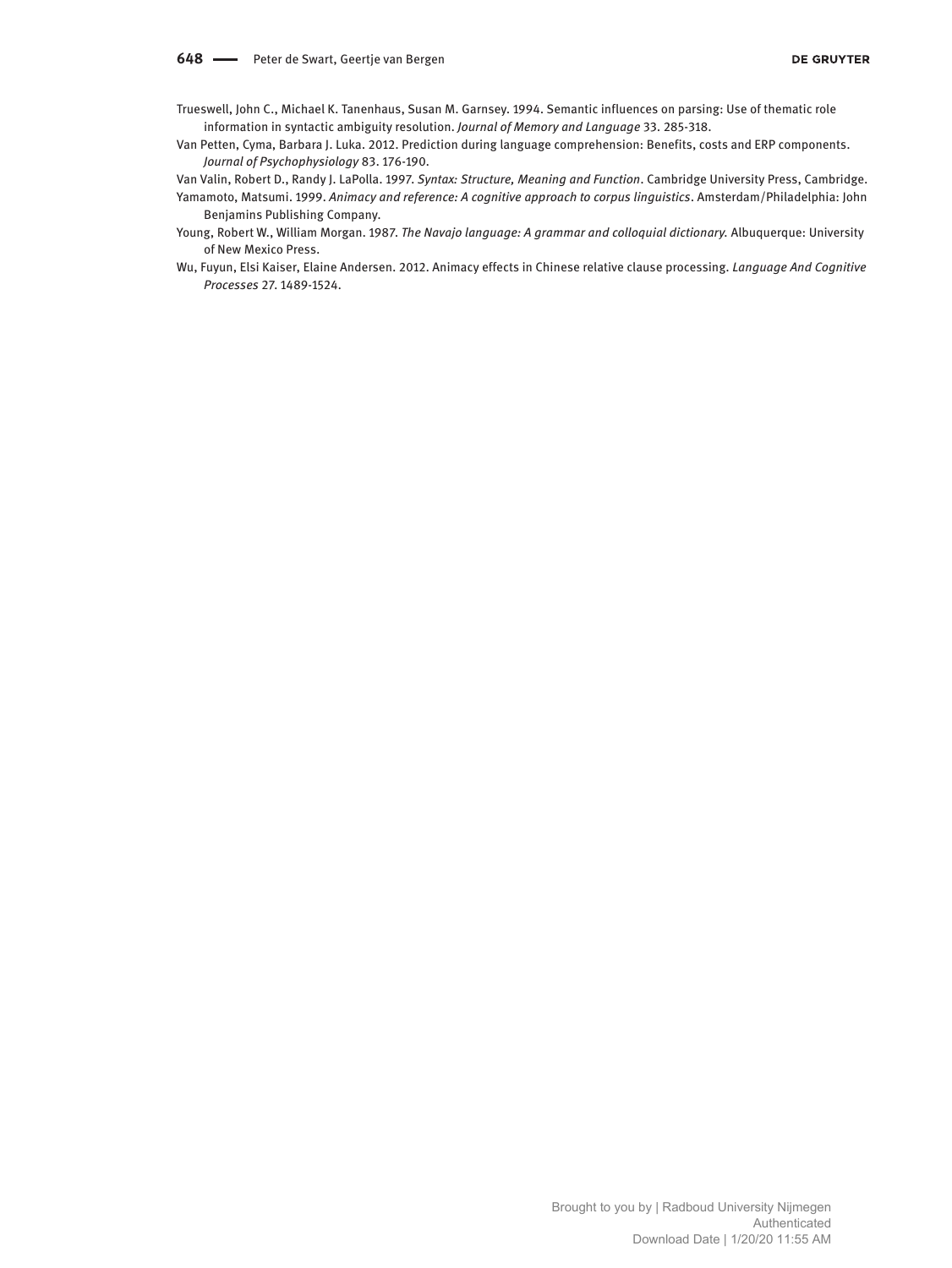Trueswell, John C., Michael K. Tanenhaus, Susan M. Garnsey. 1994. Semantic influences on parsing: Use of thematic role information in syntactic ambiguity resolution. *Journal of Memory and Language* 33. 285-318.

Van Petten, Cyma, Barbara J. Luka. 2012. Prediction during language comprehension: Benefits, costs and ERP components. *Journal of Psychophysiology* 83. 176-190.

Van Valin, Robert D., Randy J. LaPolla. 1997. *Syntax: Structure, Meaning and Function*. Cambridge University Press, Cambridge.

Yamamoto, Matsumi. 1999. *Animacy and reference: A cognitive approach to corpus linguistics*. Amsterdam/Philadelphia: John Benjamins Publishing Company.

Young, Robert W., William Morgan. 1987. *The Navajo language: A grammar and colloquial dictionary.* Albuquerque: University of New Mexico Press.

Wu, Fuyun, Elsi Kaiser, Elaine Andersen. 2012. Animacy effects in Chinese relative clause processing. *Language And Cognitive Processes* 27. 1489-1524.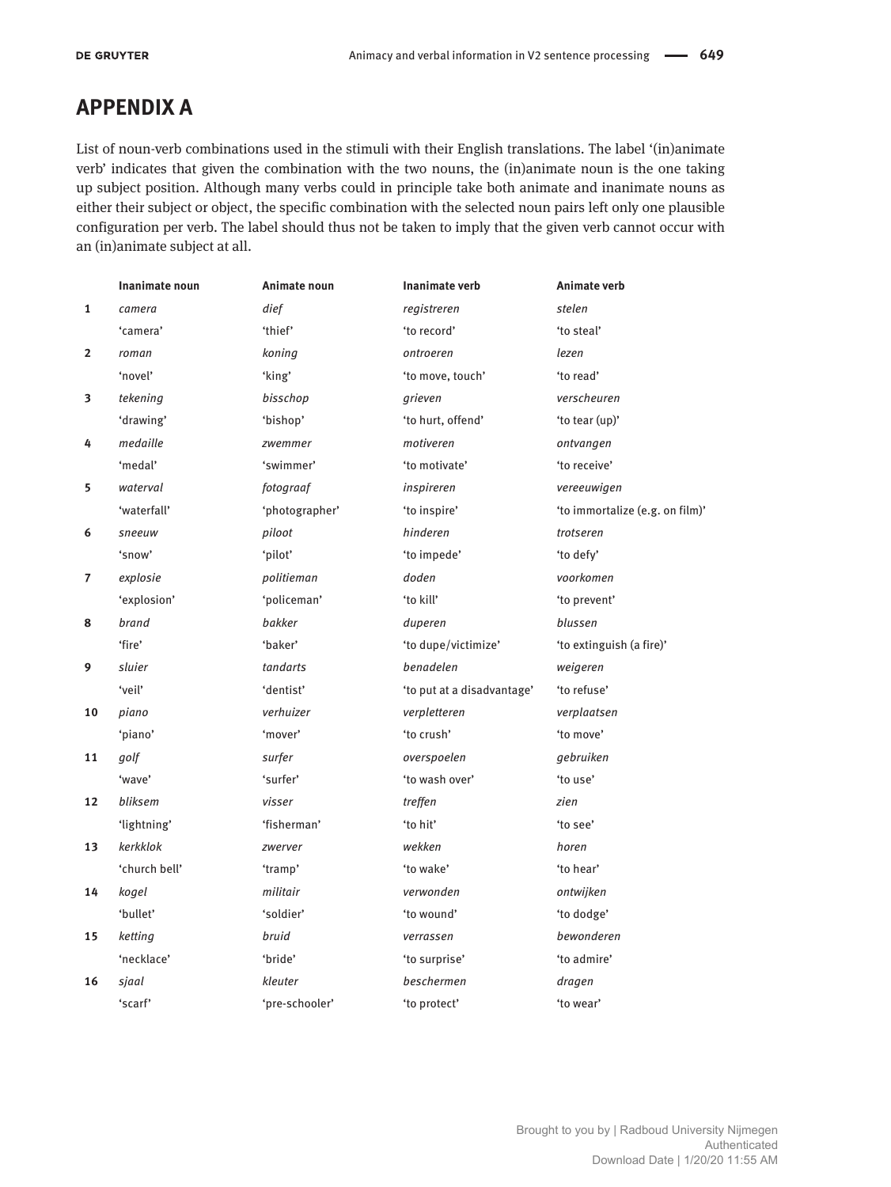# APPENDIX A

List of noun-verb combinations used in the stimuli with their English translations. The label '(in)animate verb' indicates that given the combination with the two nouns, the (in)animate noun is the one taking up subject position. Although many verbs could in principle take both animate and inanimate nouns as either their subject or object, the specific combination with the selected noun pairs left only one plausible configuration per verb. The label should thus not be taken to imply that the given verb cannot occur with an (in)animate subject at all.

| | Inanimate noun | Animate noun | Inanimate verb | Animate verb |
|---|---|---|---|---|
| 1 | *camera* | *dief* | *registreren* | *stelen* |
| | 'camera' | 'thief' | 'to record' | 'to steal' |
| 2 | *roman* | *koning* | *ontroeren* | *lezen* |
| | 'novel' | 'king' | 'to move, touch' | 'to read' |
| 3 | *tekening* | *bisschop* | *grieven* | *verscheuren* |
| | 'drawing' | 'bishop' | 'to hurt, offend' | 'to tear (up)' |
| 4 | *medaille* | *zwemmer* | *motiveren* | *ontvangen* |
| | 'medal' | 'swimmer' | 'to motivate' | 'to receive' |
| 5 | *waterval* | *fotograaf* | *inspireren* | *vereeuwigen* |
| | 'waterfall' | 'photographer' | 'to inspire' | 'to immortalize (e.g. on film)' |
| 6 | *sneeuw* | *piloot* | *hinderen* | *trotseren* |
| | 'snow' | 'pilot' | 'to impede' | 'to defy' |
| 7 | *explosie* | *politieman* | *doden* | *voorkomen* |
| | 'explosion' | 'policeman' | 'to kill' | 'to prevent' |
| 8 | *brand* | *bakker* | *duperen* | *blussen* |
| | 'fire' | 'baker' | 'to dupe/victimize' | 'to extinguish (a fire)' |
| 9 | *sluier* | *tandarts* | *benadelen* | *weigeren* |
| | 'veil' | 'dentist' | 'to put at a disadvantage' | 'to refuse' |
| 10 | *piano* | *verhuizer* | *verpletteren* | *verplaatsen* |
| | 'piano' | 'mover' | 'to crush' | 'to move' |
| 11 | *golf* | *surfer* | *overspoelen* | *gebruiken* |
| | 'wave' | 'surfer' | 'to wash over' | 'to use' |
| 12 | *bliksem* | *visser* | *treffen* | *zien* |
| | 'lightning' | 'fisherman' | 'to hit' | 'to see' |
| 13 | *kerkklok* | *zwerver* | *wekken* | *horen* |
| | 'church bell' | 'tramp' | 'to wake' | 'to hear' |
| 14 | *kogel* | *militair* | *verwonden* | *ontwijken* |
| | 'bullet' | 'soldier' | 'to wound' | 'to dodge' |
| 15 | *ketting* | *bruid* | *verrassen* | *bewonderen* |
| | 'necklace' | 'bride' | 'to surprise' | 'to admire' |
| 16 | *sjaal* | *kleuter* | *beschermen* | *dragen* |
| | 'scarf' | 'pre-schooler' | 'to protect' | 'to wear' |